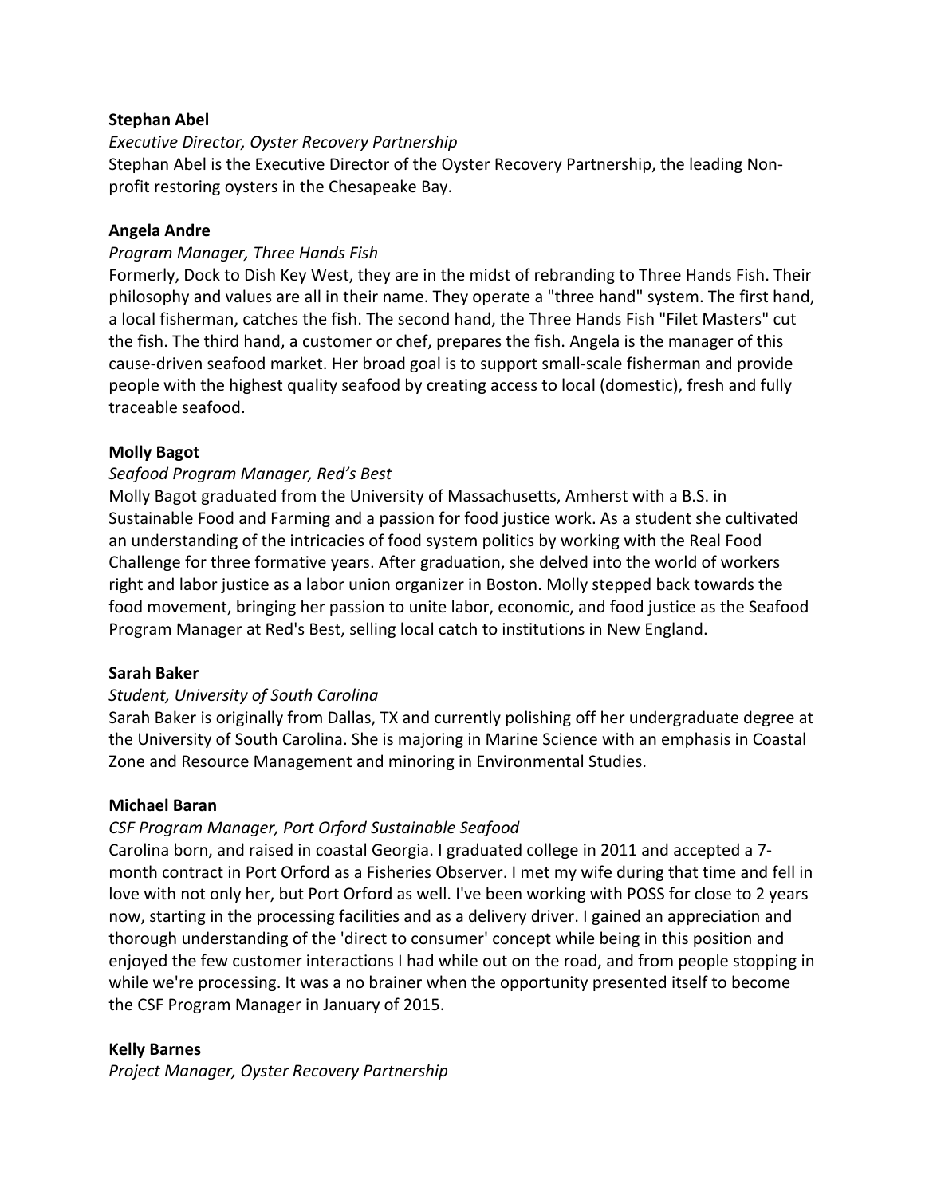**Stephan Abel**

*Executive Director, Oyster Recovery Partnership*

Stephan Abel is the Executive Director of the Oyster Recovery Partnership, the leading Non-profit restoring oysters in the Chesapeake Bay.

**Angela Andre**

*Program Manager, Three Hands Fish*

Formerly, Dock to Dish Key West, they are in the midst of rebranding to Three Hands Fish. Their philosophy and values are all in their name. They operate a "three hand" system. The first hand, a local fisherman, catches the fish. The second hand, the Three Hands Fish "Filet Masters" cut the fish. The third hand, a customer or chef, prepares the fish. Angela is the manager of this cause-driven seafood market. Her broad goal is to support small-scale fisherman and provide people with the highest quality seafood by creating access to local (domestic), fresh and fully traceable seafood.

**Molly Bagot**

*Seafood Program Manager, Red's Best*

Molly Bagot graduated from the University of Massachusetts, Amherst with a B.S. in Sustainable Food and Farming and a passion for food justice work. As a student she cultivated an understanding of the intricacies of food system politics by working with the Real Food Challenge for three formative years. After graduation, she delved into the world of workers right and labor justice as a labor union organizer in Boston. Molly stepped back towards the food movement, bringing her passion to unite labor, economic, and food justice as the Seafood Program Manager at Red's Best, selling local catch to institutions in New England.

**Sarah Baker**

*Student, University of South Carolina*

Sarah Baker is originally from Dallas, TX and currently polishing off her undergraduate degree at the University of South Carolina. She is majoring in Marine Science with an emphasis in Coastal Zone and Resource Management and minoring in Environmental Studies.

**Michael Baran**

*CSF Program Manager, Port Orford Sustainable Seafood*

Carolina born, and raised in coastal Georgia. I graduated college in 2011 and accepted a 7-month contract in Port Orford as a Fisheries Observer. I met my wife during that time and fell in love with not only her, but Port Orford as well. I've been working with POSS for close to 2 years now, starting in the processing facilities and as a delivery driver. I gained an appreciation and thorough understanding of the 'direct to consumer' concept while being in this position and enjoyed the few customer interactions I had while out on the road, and from people stopping in while we're processing. It was a no brainer when the opportunity presented itself to become the CSF Program Manager in January of 2015.

**Kelly Barnes**

*Project Manager, Oyster Recovery Partnership*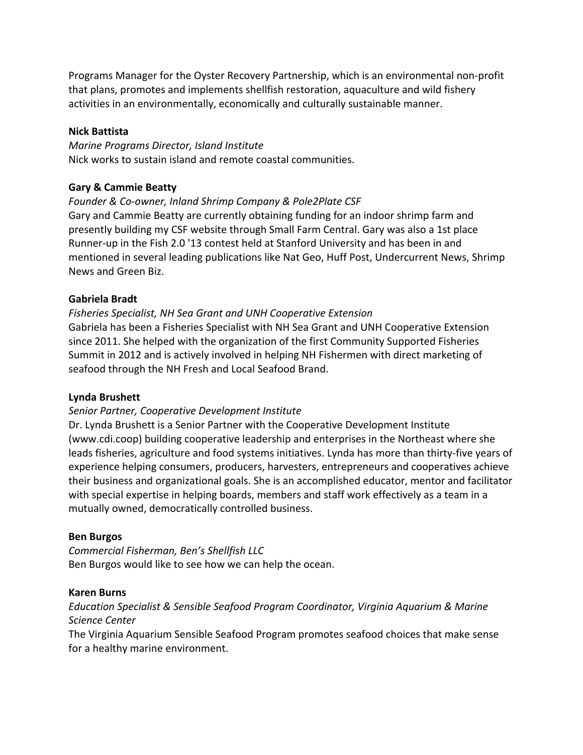Programs Manager for the Oyster Recovery Partnership, which is an environmental non-profit that plans, promotes and implements shellfish restoration, aquaculture and wild fishery activities in an environmentally, economically and culturally sustainable manner.

**Nick Battista**

*Marine Programs Director, Island Institute*

Nick works to sustain island and remote coastal communities.

**Gary & Cammie Beatty**

*Founder & Co-owner, Inland Shrimp Company & Pole2Plate CSF*

Gary and Cammie Beatty are currently obtaining funding for an indoor shrimp farm and presently building my CSF website through Small Farm Central. Gary was also a 1st place Runner-up in the Fish 2.0 '13 contest held at Stanford University and has been in and mentioned in several leading publications like Nat Geo, Huff Post, Undercurrent News, Shrimp News and Green Biz.

**Gabriela Bradt**

*Fisheries Specialist, NH Sea Grant and UNH Cooperative Extension*

Gabriela has been a Fisheries Specialist with NH Sea Grant and UNH Cooperative Extension since 2011. She helped with the organization of the first Community Supported Fisheries Summit in 2012 and is actively involved in helping NH Fishermen with direct marketing of seafood through the NH Fresh and Local Seafood Brand.

**Lynda Brushett**

*Senior Partner, Cooperative Development Institute*

Dr. Lynda Brushett is a Senior Partner with the Cooperative Development Institute (www.cdi.coop) building cooperative leadership and enterprises in the Northeast where she leads fisheries, agriculture and food systems initiatives. Lynda has more than thirty-five years of experience helping consumers, producers, harvesters, entrepreneurs and cooperatives achieve their business and organizational goals. She is an accomplished educator, mentor and facilitator with special expertise in helping boards, members and staff work effectively as a team in a mutually owned, democratically controlled business.

**Ben Burgos**

*Commercial Fisherman, Ben's Shellfish LLC*

Ben Burgos would like to see how we can help the ocean.

**Karen Burns**

*Education Specialist & Sensible Seafood Program Coordinator, Virginia Aquarium & Marine Science Center*

The Virginia Aquarium Sensible Seafood Program promotes seafood choices that make sense for a healthy marine environment.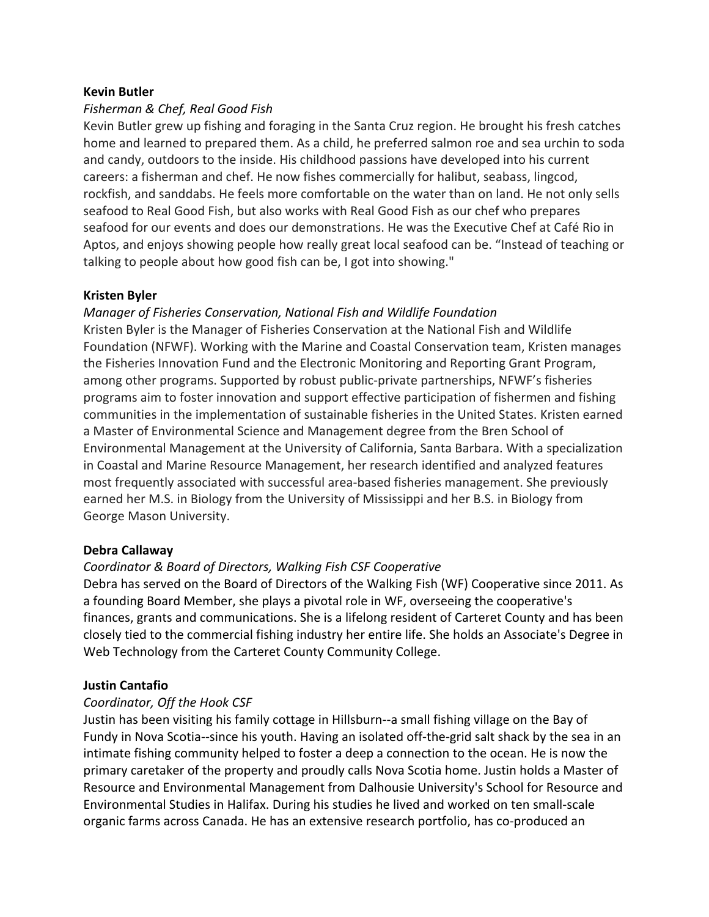**Kevin Butler**

*Fisherman & Chef, Real Good Fish*

Kevin Butler grew up fishing and foraging in the Santa Cruz region. He brought his fresh catches home and learned to prepared them. As a child, he preferred salmon roe and sea urchin to soda and candy, outdoors to the inside. His childhood passions have developed into his current careers: a fisherman and chef. He now fishes commercially for halibut, seabass, lingcod, rockfish, and sanddabs. He feels more comfortable on the water than on land. He not only sells seafood to Real Good Fish, but also works with Real Good Fish as our chef who prepares seafood for our events and does our demonstrations. He was the Executive Chef at Café Rio in Aptos, and enjoys showing people how really great local seafood can be. "Instead of teaching or talking to people about how good fish can be, I got into showing."

**Kristen Byler**

*Manager of Fisheries Conservation, National Fish and Wildlife Foundation*

Kristen Byler is the Manager of Fisheries Conservation at the National Fish and Wildlife Foundation (NFWF). Working with the Marine and Coastal Conservation team, Kristen manages the Fisheries Innovation Fund and the Electronic Monitoring and Reporting Grant Program, among other programs. Supported by robust public-private partnerships, NFWF's fisheries programs aim to foster innovation and support effective participation of fishermen and fishing communities in the implementation of sustainable fisheries in the United States. Kristen earned a Master of Environmental Science and Management degree from the Bren School of Environmental Management at the University of California, Santa Barbara. With a specialization in Coastal and Marine Resource Management, her research identified and analyzed features most frequently associated with successful area-based fisheries management. She previously earned her M.S. in Biology from the University of Mississippi and her B.S. in Biology from George Mason University.

**Debra Callaway**

*Coordinator & Board of Directors, Walking Fish CSF Cooperative*

Debra has served on the Board of Directors of the Walking Fish (WF) Cooperative since 2011. As a founding Board Member, she plays a pivotal role in WF, overseeing the cooperative's finances, grants and communications. She is a lifelong resident of Carteret County and has been closely tied to the commercial fishing industry her entire life. She holds an Associate's Degree in Web Technology from the Carteret County Community College.

**Justin Cantafio**

*Coordinator, Off the Hook CSF*

Justin has been visiting his family cottage in Hillsburn--a small fishing village on the Bay of Fundy in Nova Scotia--since his youth. Having an isolated off-the-grid salt shack by the sea in an intimate fishing community helped to foster a deep a connection to the ocean. He is now the primary caretaker of the property and proudly calls Nova Scotia home. Justin holds a Master of Resource and Environmental Management from Dalhousie University's School for Resource and Environmental Studies in Halifax. During his studies he lived and worked on ten small-scale organic farms across Canada. He has an extensive research portfolio, has co-produced an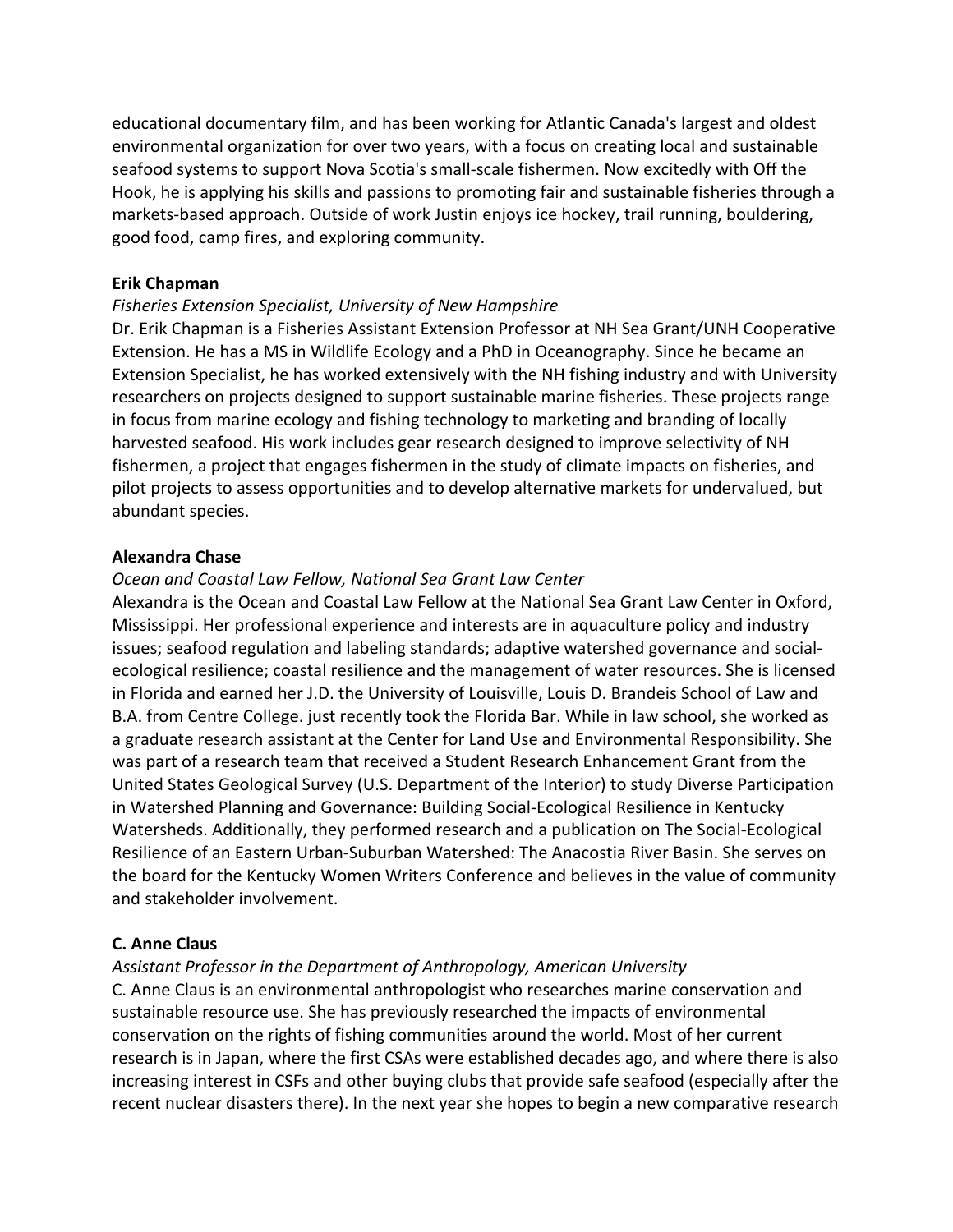educational documentary film, and has been working for Atlantic Canada's largest and oldest environmental organization for over two years, with a focus on creating local and sustainable seafood systems to support Nova Scotia's small-scale fishermen. Now excitedly with Off the Hook, he is applying his skills and passions to promoting fair and sustainable fisheries through a markets-based approach. Outside of work Justin enjoys ice hockey, trail running, bouldering, good food, camp fires, and exploring community.

**Erik Chapman**

*Fisheries Extension Specialist, University of New Hampshire*

Dr. Erik Chapman is a Fisheries Assistant Extension Professor at NH Sea Grant/UNH Cooperative Extension. He has a MS in Wildlife Ecology and a PhD in Oceanography. Since he became an Extension Specialist, he has worked extensively with the NH fishing industry and with University researchers on projects designed to support sustainable marine fisheries. These projects range in focus from marine ecology and fishing technology to marketing and branding of locally harvested seafood. His work includes gear research designed to improve selectivity of NH fishermen, a project that engages fishermen in the study of climate impacts on fisheries, and pilot projects to assess opportunities and to develop alternative markets for undervalued, but abundant species.

**Alexandra Chase**

*Ocean and Coastal Law Fellow, National Sea Grant Law Center*

Alexandra is the Ocean and Coastal Law Fellow at the National Sea Grant Law Center in Oxford, Mississippi. Her professional experience and interests are in aquaculture policy and industry issues; seafood regulation and labeling standards; adaptive watershed governance and social-ecological resilience; coastal resilience and the management of water resources. She is licensed in Florida and earned her J.D. the University of Louisville, Louis D. Brandeis School of Law and B.A. from Centre College. just recently took the Florida Bar. While in law school, she worked as a graduate research assistant at the Center for Land Use and Environmental Responsibility. She was part of a research team that received a Student Research Enhancement Grant from the United States Geological Survey (U.S. Department of the Interior) to study Diverse Participation in Watershed Planning and Governance: Building Social-Ecological Resilience in Kentucky Watersheds. Additionally, they performed research and a publication on The Social-Ecological Resilience of an Eastern Urban-Suburban Watershed: The Anacostia River Basin. She serves on the board for the Kentucky Women Writers Conference and believes in the value of community and stakeholder involvement.

**C. Anne Claus**

*Assistant Professor in the Department of Anthropology, American University*

C. Anne Claus is an environmental anthropologist who researches marine conservation and sustainable resource use. She has previously researched the impacts of environmental conservation on the rights of fishing communities around the world. Most of her current research is in Japan, where the first CSAs were established decades ago, and where there is also increasing interest in CSFs and other buying clubs that provide safe seafood (especially after the recent nuclear disasters there). In the next year she hopes to begin a new comparative research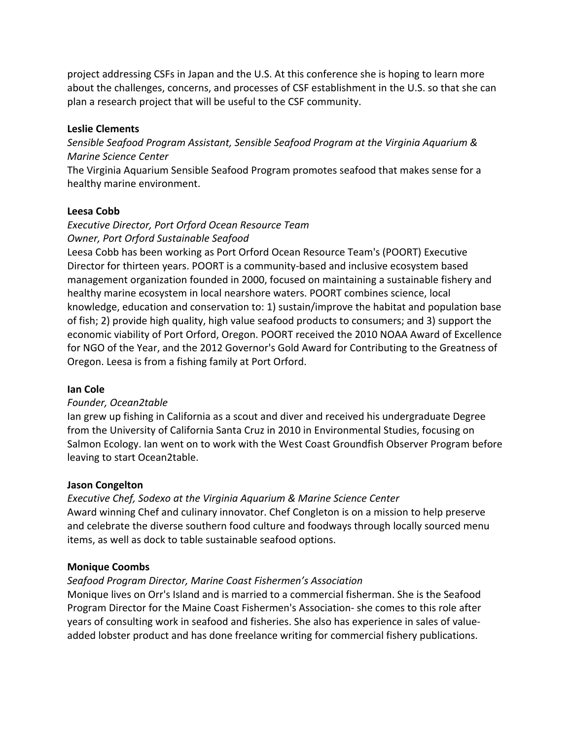project addressing CSFs in Japan and the U.S. At this conference she is hoping to learn more about the challenges, concerns, and processes of CSF establishment in the U.S. so that she can plan a research project that will be useful to the CSF community.

**Leslie Clements**

*Sensible Seafood Program Assistant, Sensible Seafood Program at the Virginia Aquarium & Marine Science Center*

The Virginia Aquarium Sensible Seafood Program promotes seafood that makes sense for a healthy marine environment.

**Leesa Cobb**

*Executive Director, Port Orford Ocean Resource Team*
*Owner, Port Orford Sustainable Seafood*

Leesa Cobb has been working as Port Orford Ocean Resource Team's (POORT) Executive Director for thirteen years. POORT is a community-based and inclusive ecosystem based management organization founded in 2000, focused on maintaining a sustainable fishery and healthy marine ecosystem in local nearshore waters. POORT combines science, local knowledge, education and conservation to: 1) sustain/improve the habitat and population base of fish; 2) provide high quality, high value seafood products to consumers; and 3) support the economic viability of Port Orford, Oregon. POORT received the 2010 NOAA Award of Excellence for NGO of the Year, and the 2012 Governor's Gold Award for Contributing to the Greatness of Oregon. Leesa is from a fishing family at Port Orford.

**Ian Cole**

*Founder, Ocean2table*

Ian grew up fishing in California as a scout and diver and received his undergraduate Degree from the University of California Santa Cruz in 2010 in Environmental Studies, focusing on Salmon Ecology. Ian went on to work with the West Coast Groundfish Observer Program before leaving to start Ocean2table.

**Jason Congelton**

*Executive Chef, Sodexo at the Virginia Aquarium & Marine Science Center*

Award winning Chef and culinary innovator. Chef Congleton is on a mission to help preserve and celebrate the diverse southern food culture and foodways through locally sourced menu items, as well as dock to table sustainable seafood options.

**Monique Coombs**

*Seafood Program Director, Marine Coast Fishermen's Association*

Monique lives on Orr's Island and is married to a commercial fisherman. She is the Seafood Program Director for the Maine Coast Fishermen's Association- she comes to this role after years of consulting work in seafood and fisheries. She also has experience in sales of value-added lobster product and has done freelance writing for commercial fishery publications.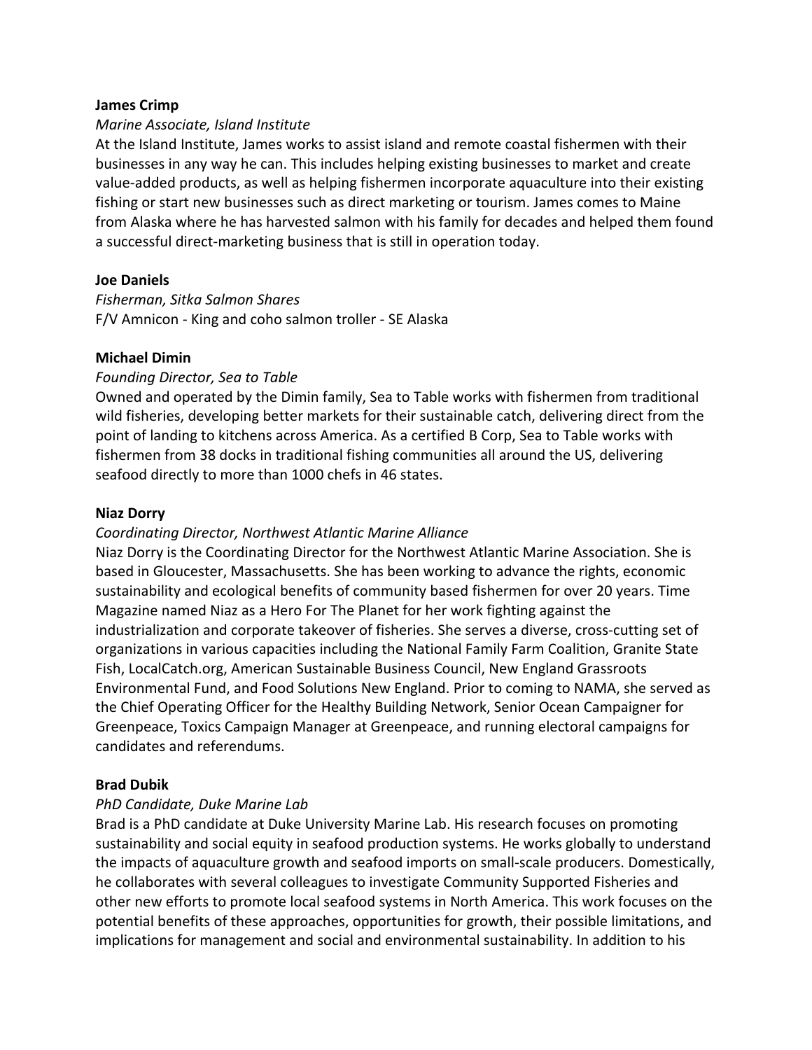**James Crimp**

*Marine Associate, Island Institute*

At the Island Institute, James works to assist island and remote coastal fishermen with their businesses in any way he can. This includes helping existing businesses to market and create value-added products, as well as helping fishermen incorporate aquaculture into their existing fishing or start new businesses such as direct marketing or tourism. James comes to Maine from Alaska where he has harvested salmon with his family for decades and helped them found a successful direct-marketing business that is still in operation today.

**Joe Daniels**

*Fisherman, Sitka Salmon Shares*

F/V Amnicon - King and coho salmon troller - SE Alaska

**Michael Dimin**

*Founding Director, Sea to Table*

Owned and operated by the Dimin family, Sea to Table works with fishermen from traditional wild fisheries, developing better markets for their sustainable catch, delivering direct from the point of landing to kitchens across America. As a certified B Corp, Sea to Table works with fishermen from 38 docks in traditional fishing communities all around the US, delivering seafood directly to more than 1000 chefs in 46 states.

**Niaz Dorry**

*Coordinating Director, Northwest Atlantic Marine Alliance*

Niaz Dorry is the Coordinating Director for the Northwest Atlantic Marine Association. She is based in Gloucester, Massachusetts. She has been working to advance the rights, economic sustainability and ecological benefits of community based fishermen for over 20 years. Time Magazine named Niaz as a Hero For The Planet for her work fighting against the industrialization and corporate takeover of fisheries. She serves a diverse, cross-cutting set of organizations in various capacities including the National Family Farm Coalition, Granite State Fish, LocalCatch.org, American Sustainable Business Council, New England Grassroots Environmental Fund, and Food Solutions New England. Prior to coming to NAMA, she served as the Chief Operating Officer for the Healthy Building Network, Senior Ocean Campaigner for Greenpeace, Toxics Campaign Manager at Greenpeace, and running electoral campaigns for candidates and referendums.

**Brad Dubik**

*PhD Candidate, Duke Marine Lab*

Brad is a PhD candidate at Duke University Marine Lab. His research focuses on promoting sustainability and social equity in seafood production systems. He works globally to understand the impacts of aquaculture growth and seafood imports on small-scale producers. Domestically, he collaborates with several colleagues to investigate Community Supported Fisheries and other new efforts to promote local seafood systems in North America. This work focuses on the potential benefits of these approaches, opportunities for growth, their possible limitations, and implications for management and social and environmental sustainability. In addition to his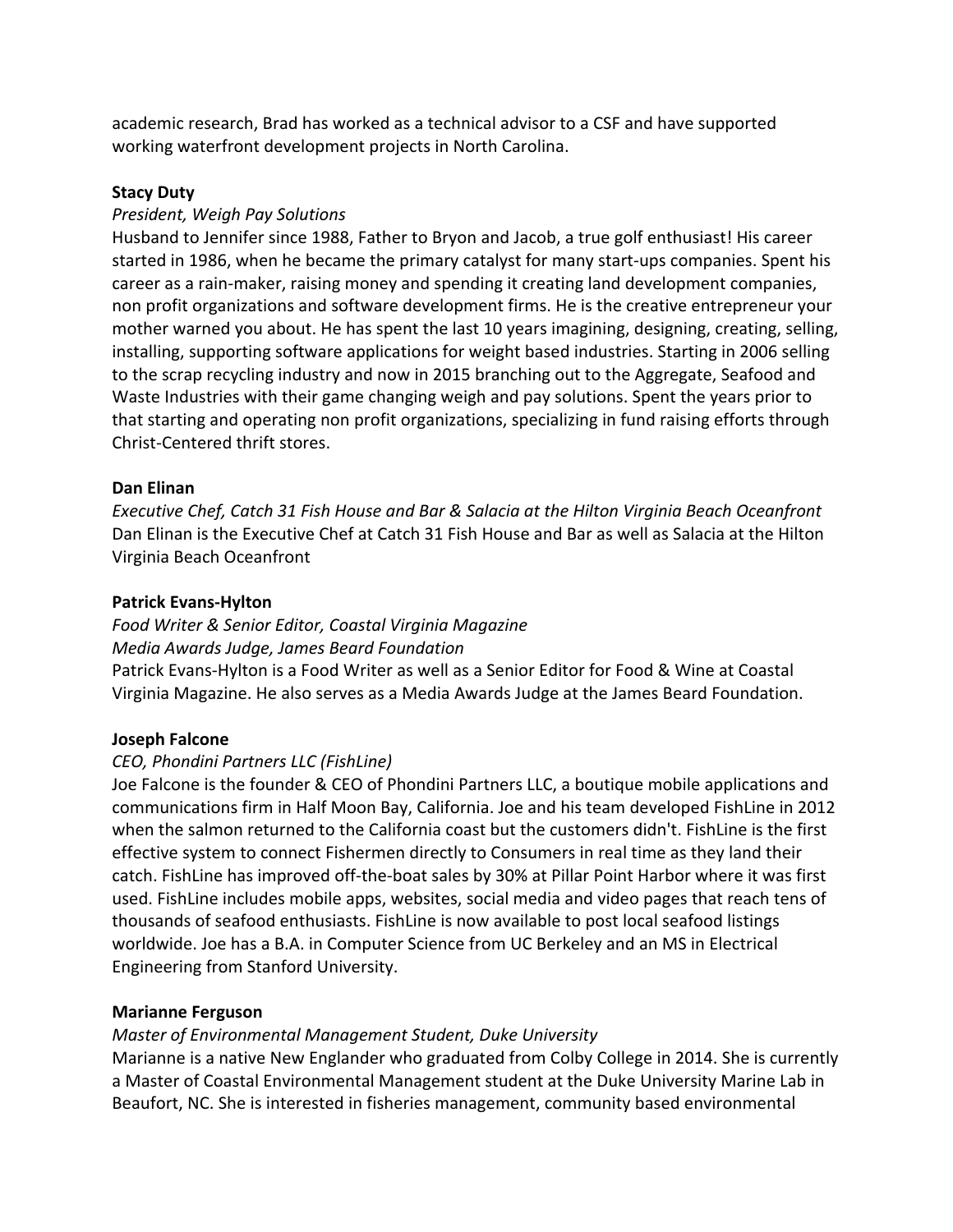academic research, Brad has worked as a technical advisor to a CSF and have supported working waterfront development projects in North Carolina.

**Stacy Duty**

*President, Weigh Pay Solutions*

Husband to Jennifer since 1988, Father to Bryon and Jacob, a true golf enthusiast! His career started in 1986, when he became the primary catalyst for many start-ups companies. Spent his career as a rain-maker, raising money and spending it creating land development companies, non profit organizations and software development firms. He is the creative entrepreneur your mother warned you about. He has spent the last 10 years imagining, designing, creating, selling, installing, supporting software applications for weight based industries. Starting in 2006 selling to the scrap recycling industry and now in 2015 branching out to the Aggregate, Seafood and Waste Industries with their game changing weigh and pay solutions. Spent the years prior to that starting and operating non profit organizations, specializing in fund raising efforts through Christ-Centered thrift stores.

**Dan Elinan**

*Executive Chef, Catch 31 Fish House and Bar & Salacia at the Hilton Virginia Beach Oceanfront*

Dan Elinan is the Executive Chef at Catch 31 Fish House and Bar as well as Salacia at the Hilton Virginia Beach Oceanfront

**Patrick Evans-Hylton**

*Food Writer & Senior Editor, Coastal Virginia Magazine*

*Media Awards Judge, James Beard Foundation*

Patrick Evans-Hylton is a Food Writer as well as a Senior Editor for Food & Wine at Coastal Virginia Magazine. He also serves as a Media Awards Judge at the James Beard Foundation.

**Joseph Falcone**

*CEO, Phondini Partners LLC (FishLine)*

Joe Falcone is the founder & CEO of Phondini Partners LLC, a boutique mobile applications and communications firm in Half Moon Bay, California. Joe and his team developed FishLine in 2012 when the salmon returned to the California coast but the customers didn't. FishLine is the first effective system to connect Fishermen directly to Consumers in real time as they land their catch. FishLine has improved off-the-boat sales by 30% at Pillar Point Harbor where it was first used. FishLine includes mobile apps, websites, social media and video pages that reach tens of thousands of seafood enthusiasts. FishLine is now available to post local seafood listings worldwide. Joe has a B.A. in Computer Science from UC Berkeley and an MS in Electrical Engineering from Stanford University.

**Marianne Ferguson**

*Master of Environmental Management Student, Duke University*

Marianne is a native New Englander who graduated from Colby College in 2014. She is currently a Master of Coastal Environmental Management student at the Duke University Marine Lab in Beaufort, NC. She is interested in fisheries management, community based environmental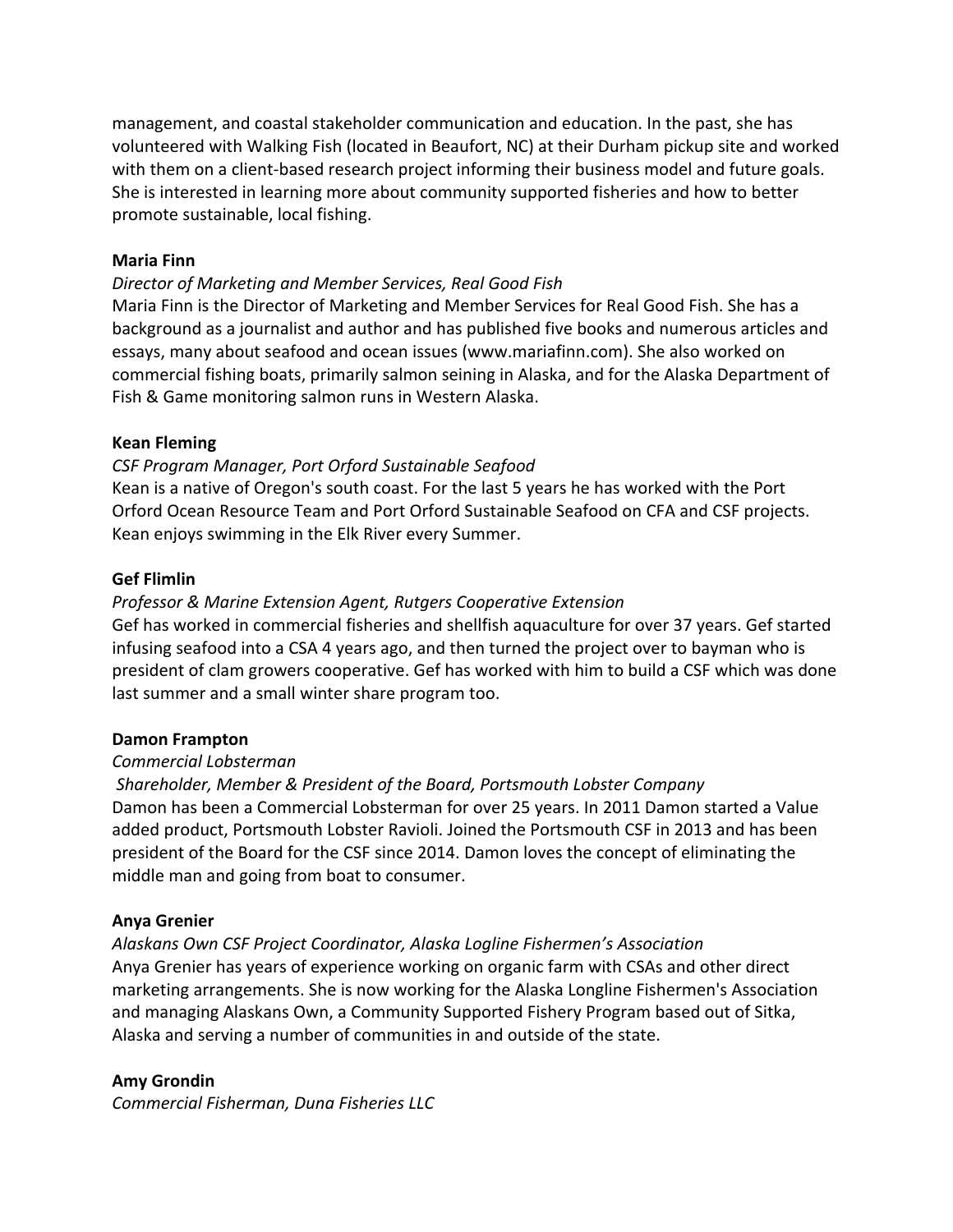management, and coastal stakeholder communication and education. In the past, she has volunteered with Walking Fish (located in Beaufort, NC) at their Durham pickup site and worked with them on a client-based research project informing their business model and future goals. She is interested in learning more about community supported fisheries and how to better promote sustainable, local fishing.

**Maria Finn**

*Director of Marketing and Member Services, Real Good Fish*

Maria Finn is the Director of Marketing and Member Services for Real Good Fish. She has a background as a journalist and author and has published five books and numerous articles and essays, many about seafood and ocean issues (www.mariafinn.com). She also worked on commercial fishing boats, primarily salmon seining in Alaska, and for the Alaska Department of Fish & Game monitoring salmon runs in Western Alaska.

**Kean Fleming**

*CSF Program Manager, Port Orford Sustainable Seafood*

Kean is a native of Oregon's south coast. For the last 5 years he has worked with the Port Orford Ocean Resource Team and Port Orford Sustainable Seafood on CFA and CSF projects. Kean enjoys swimming in the Elk River every Summer.

**Gef Flimlin**

*Professor & Marine Extension Agent, Rutgers Cooperative Extension*

Gef has worked in commercial fisheries and shellfish aquaculture for over 37 years. Gef started infusing seafood into a CSA 4 years ago, and then turned the project over to bayman who is president of clam growers cooperative. Gef has worked with him to build a CSF which was done last summer and a small winter share program too.

**Damon Frampton**

*Commercial Lobsterman*

*Shareholder, Member & President of the Board, Portsmouth Lobster Company*

Damon has been a Commercial Lobsterman for over 25 years. In 2011 Damon started a Value added product, Portsmouth Lobster Ravioli. Joined the Portsmouth CSF in 2013 and has been president of the Board for the CSF since 2014. Damon loves the concept of eliminating the middle man and going from boat to consumer.

**Anya Grenier**

*Alaskans Own CSF Project Coordinator, Alaska Logline Fishermen's Association*

Anya Grenier has years of experience working on organic farm with CSAs and other direct marketing arrangements. She is now working for the Alaska Longline Fishermen's Association and managing Alaskans Own, a Community Supported Fishery Program based out of Sitka, Alaska and serving a number of communities in and outside of the state.

**Amy Grondin**

*Commercial Fisherman, Duna Fisheries LLC*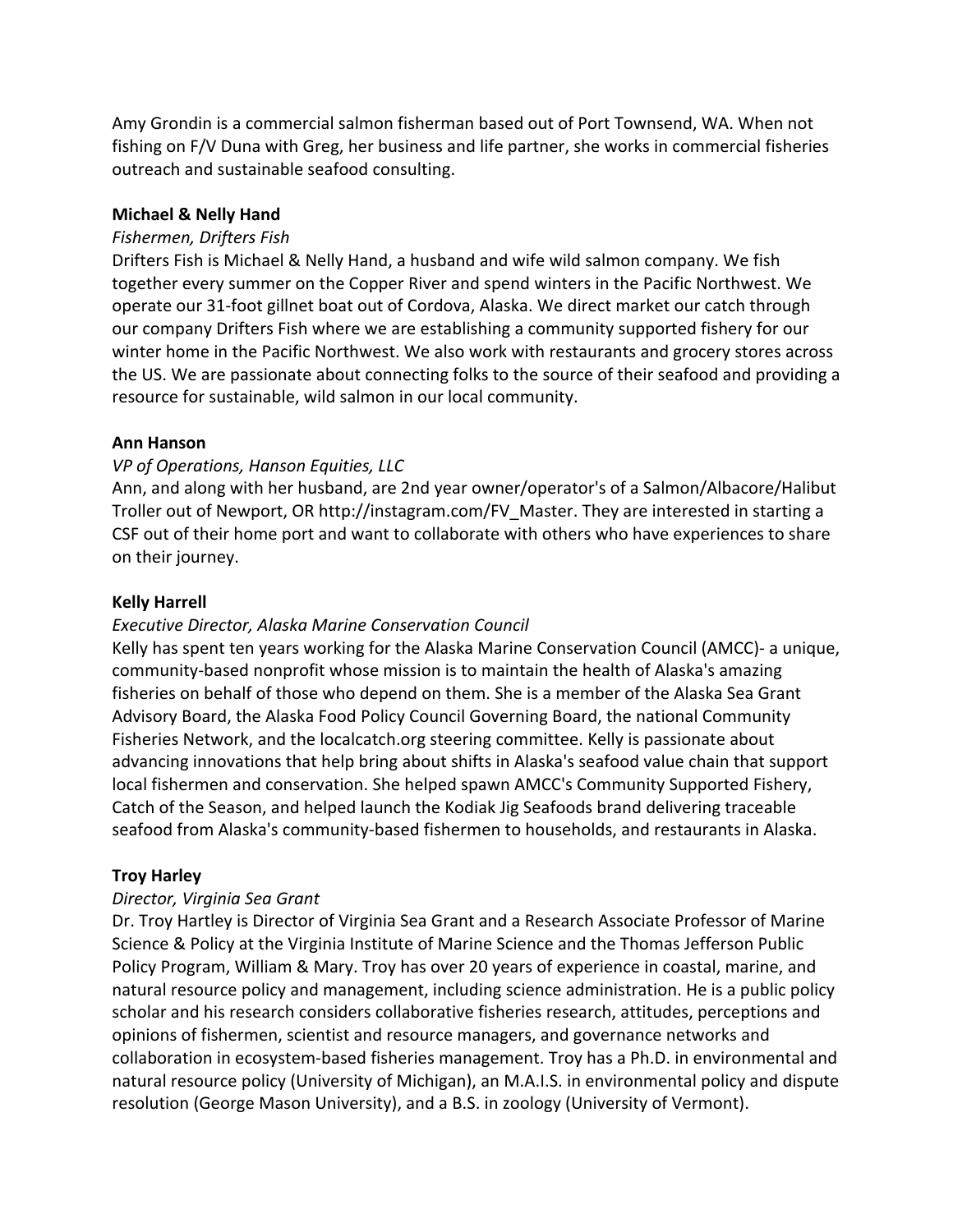Amy Grondin is a commercial salmon fisherman based out of Port Townsend, WA. When not fishing on F/V Duna with Greg, her business and life partner, she works in commercial fisheries outreach and sustainable seafood consulting.

**Michael & Nelly Hand**

*Fishermen, Drifters Fish*

Drifters Fish is Michael & Nelly Hand, a husband and wife wild salmon company. We fish together every summer on the Copper River and spend winters in the Pacific Northwest. We operate our 31-foot gillnet boat out of Cordova, Alaska. We direct market our catch through our company Drifters Fish where we are establishing a community supported fishery for our winter home in the Pacific Northwest. We also work with restaurants and grocery stores across the US. We are passionate about connecting folks to the source of their seafood and providing a resource for sustainable, wild salmon in our local community.

**Ann Hanson**

*VP of Operations, Hanson Equities, LLC*

Ann, and along with her husband, are 2nd year owner/operator's of a Salmon/Albacore/Halibut Troller out of Newport, OR http://instagram.com/FV_Master. They are interested in starting a CSF out of their home port and want to collaborate with others who have experiences to share on their journey.

**Kelly Harrell**

*Executive Director, Alaska Marine Conservation Council*

Kelly has spent ten years working for the Alaska Marine Conservation Council (AMCC)- a unique, community-based nonprofit whose mission is to maintain the health of Alaska's amazing fisheries on behalf of those who depend on them. She is a member of the Alaska Sea Grant Advisory Board, the Alaska Food Policy Council Governing Board, the national Community Fisheries Network, and the localcatch.org steering committee. Kelly is passionate about advancing innovations that help bring about shifts in Alaska's seafood value chain that support local fishermen and conservation. She helped spawn AMCC's Community Supported Fishery, Catch of the Season, and helped launch the Kodiak Jig Seafoods brand delivering traceable seafood from Alaska's community-based fishermen to households, and restaurants in Alaska.

**Troy Harley**

*Director, Virginia Sea Grant*

Dr. Troy Hartley is Director of Virginia Sea Grant and a Research Associate Professor of Marine Science & Policy at the Virginia Institute of Marine Science and the Thomas Jefferson Public Policy Program, William & Mary. Troy has over 20 years of experience in coastal, marine, and natural resource policy and management, including science administration. He is a public policy scholar and his research considers collaborative fisheries research, attitudes, perceptions and opinions of fishermen, scientist and resource managers, and governance networks and collaboration in ecosystem-based fisheries management. Troy has a Ph.D. in environmental and natural resource policy (University of Michigan), an M.A.I.S. in environmental policy and dispute resolution (George Mason University), and a B.S. in zoology (University of Vermont).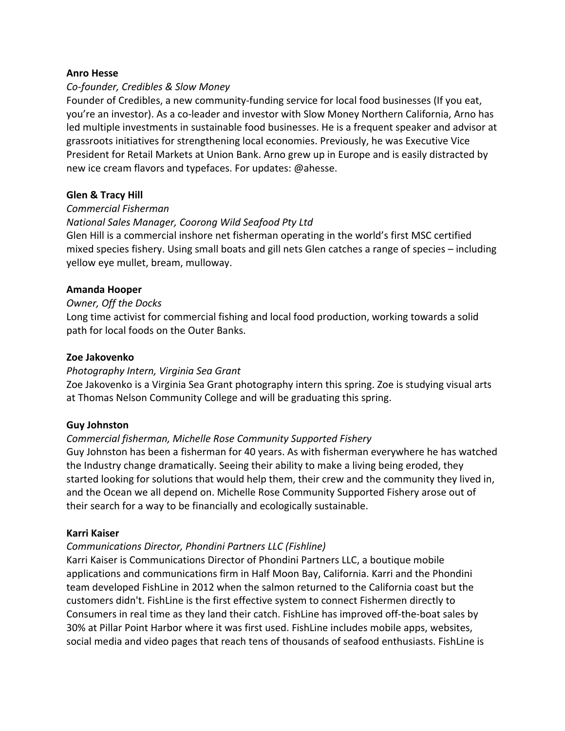**Anro Hesse**

*Co-founder, Credibles & Slow Money*

Founder of Credibles, a new community-funding service for local food businesses (If you eat, you're an investor). As a co-leader and investor with Slow Money Northern California, Arno has led multiple investments in sustainable food businesses. He is a frequent speaker and advisor at grassroots initiatives for strengthening local economies. Previously, he was Executive Vice President for Retail Markets at Union Bank. Arno grew up in Europe and is easily distracted by new ice cream flavors and typefaces. For updates: @ahesse.

**Glen & Tracy Hill**

*Commercial Fisherman*

*National Sales Manager, Coorong Wild Seafood Pty Ltd*

Glen Hill is a commercial inshore net fisherman operating in the world's first MSC certified mixed species fishery. Using small boats and gill nets Glen catches a range of species – including yellow eye mullet, bream, mulloway.

**Amanda Hooper**

*Owner, Off the Docks*

Long time activist for commercial fishing and local food production, working towards a solid path for local foods on the Outer Banks.

**Zoe Jakovenko**

*Photography Intern, Virginia Sea Grant*

Zoe Jakovenko is a Virginia Sea Grant photography intern this spring. Zoe is studying visual arts at Thomas Nelson Community College and will be graduating this spring.

**Guy Johnston**

*Commercial fisherman, Michelle Rose Community Supported Fishery*

Guy Johnston has been a fisherman for 40 years. As with fisherman everywhere he has watched the Industry change dramatically. Seeing their ability to make a living being eroded, they started looking for solutions that would help them, their crew and the community they lived in, and the Ocean we all depend on. Michelle Rose Community Supported Fishery arose out of their search for a way to be financially and ecologically sustainable.

**Karri Kaiser**

*Communications Director, Phondini Partners LLC (Fishline)*

Karri Kaiser is Communications Director of Phondini Partners LLC, a boutique mobile applications and communications firm in Half Moon Bay, California. Karri and the Phondini team developed FishLine in 2012 when the salmon returned to the California coast but the customers didn't. FishLine is the first effective system to connect Fishermen directly to Consumers in real time as they land their catch. FishLine has improved off-the-boat sales by 30% at Pillar Point Harbor where it was first used. FishLine includes mobile apps, websites, social media and video pages that reach tens of thousands of seafood enthusiasts. FishLine is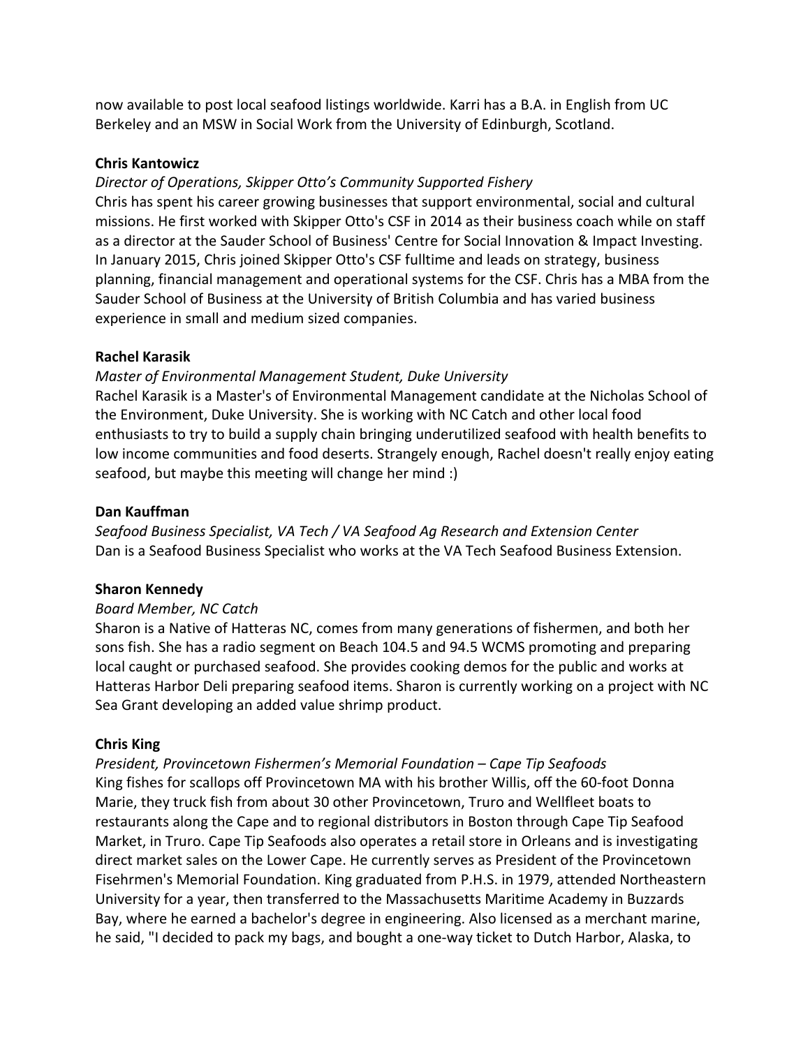now available to post local seafood listings worldwide. Karri has a B.A. in English from UC Berkeley and an MSW in Social Work from the University of Edinburgh, Scotland.

**Chris Kantowicz**

*Director of Operations, Skipper Otto's Community Supported Fishery*

Chris has spent his career growing businesses that support environmental, social and cultural missions. He first worked with Skipper Otto's CSF in 2014 as their business coach while on staff as a director at the Sauder School of Business' Centre for Social Innovation & Impact Investing. In January 2015, Chris joined Skipper Otto's CSF fulltime and leads on strategy, business planning, financial management and operational systems for the CSF. Chris has a MBA from the Sauder School of Business at the University of British Columbia and has varied business experience in small and medium sized companies.

**Rachel Karasik**

*Master of Environmental Management Student, Duke University*

Rachel Karasik is a Master's of Environmental Management candidate at the Nicholas School of the Environment, Duke University. She is working with NC Catch and other local food enthusiasts to try to build a supply chain bringing underutilized seafood with health benefits to low income communities and food deserts. Strangely enough, Rachel doesn't really enjoy eating seafood, but maybe this meeting will change her mind :)

**Dan Kauffman**

*Seafood Business Specialist, VA Tech / VA Seafood Ag Research and Extension Center*

Dan is a Seafood Business Specialist who works at the VA Tech Seafood Business Extension.

**Sharon Kennedy**

*Board Member, NC Catch*

Sharon is a Native of Hatteras NC, comes from many generations of fishermen, and both her sons fish. She has a radio segment on Beach 104.5 and 94.5 WCMS promoting and preparing local caught or purchased seafood. She provides cooking demos for the public and works at Hatteras Harbor Deli preparing seafood items. Sharon is currently working on a project with NC Sea Grant developing an added value shrimp product.

**Chris King**

*President, Provincetown Fishermen's Memorial Foundation – Cape Tip Seafoods*

King fishes for scallops off Provincetown MA with his brother Willis, off the 60-foot Donna Marie, they truck fish from about 30 other Provincetown, Truro and Wellfleet boats to restaurants along the Cape and to regional distributors in Boston through Cape Tip Seafood Market, in Truro. Cape Tip Seafoods also operates a retail store in Orleans and is investigating direct market sales on the Lower Cape. He currently serves as President of the Provincetown Fisehrmen's Memorial Foundation. King graduated from P.H.S. in 1979, attended Northeastern University for a year, then transferred to the Massachusetts Maritime Academy in Buzzards Bay, where he earned a bachelor's degree in engineering. Also licensed as a merchant marine, he said, "I decided to pack my bags, and bought a one-way ticket to Dutch Harbor, Alaska, to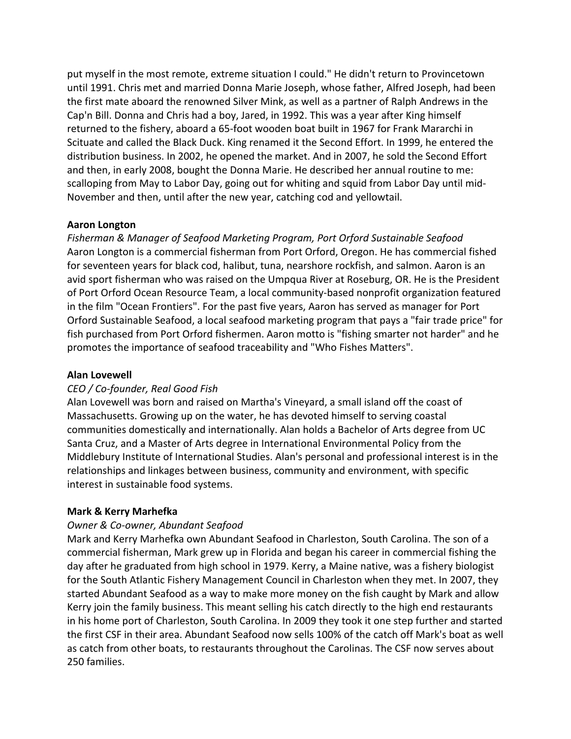put myself in the most remote, extreme situation I could." He didn't return to Provincetown until 1991. Chris met and married Donna Marie Joseph, whose father, Alfred Joseph, had been the first mate aboard the renowned Silver Mink, as well as a partner of Ralph Andrews in the Cap'n Bill. Donna and Chris had a boy, Jared, in 1992. This was a year after King himself returned to the fishery, aboard a 65-foot wooden boat built in 1967 for Frank Mararchi in Scituate and called the Black Duck. King renamed it the Second Effort. In 1999, he entered the distribution business. In 2002, he opened the market. And in 2007, he sold the Second Effort and then, in early 2008, bought the Donna Marie. He described her annual routine to me: scalloping from May to Labor Day, going out for whiting and squid from Labor Day until mid-November and then, until after the new year, catching cod and yellowtail.

**Aaron Longton**

*Fisherman & Manager of Seafood Marketing Program, Port Orford Sustainable Seafood*

Aaron Longton is a commercial fisherman from Port Orford, Oregon. He has commercial fished for seventeen years for black cod, halibut, tuna, nearshore rockfish, and salmon. Aaron is an avid sport fisherman who was raised on the Umpqua River at Roseburg, OR. He is the President of Port Orford Ocean Resource Team, a local community-based nonprofit organization featured in the film "Ocean Frontiers". For the past five years, Aaron has served as manager for Port Orford Sustainable Seafood, a local seafood marketing program that pays a "fair trade price" for fish purchased from Port Orford fishermen. Aaron motto is "fishing smarter not harder" and he promotes the importance of seafood traceability and "Who Fishes Matters".

**Alan Lovewell**

*CEO / Co-founder, Real Good Fish*

Alan Lovewell was born and raised on Martha's Vineyard, a small island off the coast of Massachusetts. Growing up on the water, he has devoted himself to serving coastal communities domestically and internationally. Alan holds a Bachelor of Arts degree from UC Santa Cruz, and a Master of Arts degree in International Environmental Policy from the Middlebury Institute of International Studies. Alan's personal and professional interest is in the relationships and linkages between business, community and environment, with specific interest in sustainable food systems.

**Mark & Kerry Marhefka**

*Owner & Co-owner, Abundant Seafood*

Mark and Kerry Marhefka own Abundant Seafood in Charleston, South Carolina. The son of a commercial fisherman, Mark grew up in Florida and began his career in commercial fishing the day after he graduated from high school in 1979. Kerry, a Maine native, was a fishery biologist for the South Atlantic Fishery Management Council in Charleston when they met. In 2007, they started Abundant Seafood as a way to make more money on the fish caught by Mark and allow Kerry join the family business. This meant selling his catch directly to the high end restaurants in his home port of Charleston, South Carolina. In 2009 they took it one step further and started the first CSF in their area. Abundant Seafood now sells 100% of the catch off Mark's boat as well as catch from other boats, to restaurants throughout the Carolinas. The CSF now serves about 250 families.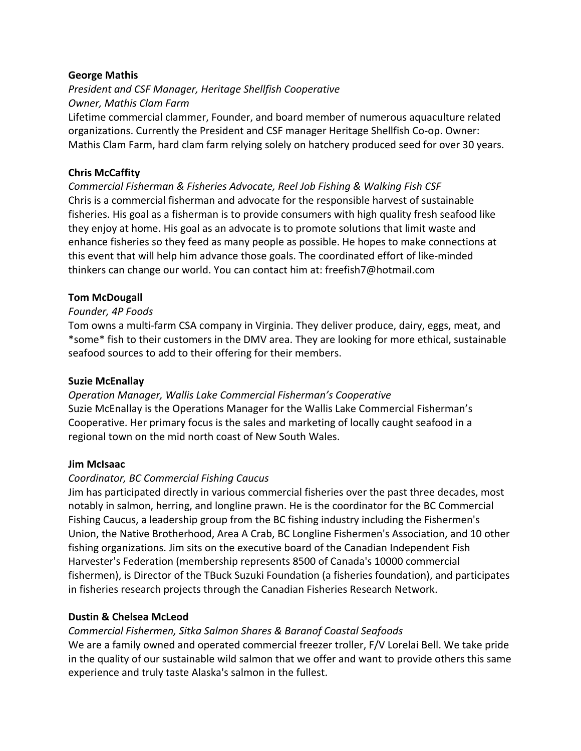**George Mathis**

*President and CSF Manager, Heritage Shellfish Cooperative*
*Owner, Mathis Clam Farm*

Lifetime commercial clammer, Founder, and board member of numerous aquaculture related organizations. Currently the President and CSF manager Heritage Shellfish Co-op. Owner: Mathis Clam Farm, hard clam farm relying solely on hatchery produced seed for over 30 years.

**Chris McCaffity**

*Commercial Fisherman & Fisheries Advocate, Reel Job Fishing & Walking Fish CSF*

Chris is a commercial fisherman and advocate for the responsible harvest of sustainable fisheries. His goal as a fisherman is to provide consumers with high quality fresh seafood like they enjoy at home. His goal as an advocate is to promote solutions that limit waste and enhance fisheries so they feed as many people as possible. He hopes to make connections at this event that will help him advance those goals. The coordinated effort of like-minded thinkers can change our world. You can contact him at: freefish7@hotmail.com

**Tom McDougall**

*Founder, 4P Foods*

Tom owns a multi-farm CSA company in Virginia. They deliver produce, dairy, eggs, meat, and *some* fish to their customers in the DMV area. They are looking for more ethical, sustainable seafood sources to add to their offering for their members.

**Suzie McEnallay**

*Operation Manager, Wallis Lake Commercial Fisherman's Cooperative*

Suzie McEnallay is the Operations Manager for the Wallis Lake Commercial Fisherman's Cooperative. Her primary focus is the sales and marketing of locally caught seafood in a regional town on the mid north coast of New South Wales.

**Jim McIsaac**

*Coordinator, BC Commercial Fishing Caucus*

Jim has participated directly in various commercial fisheries over the past three decades, most notably in salmon, herring, and longline prawn. He is the coordinator for the BC Commercial Fishing Caucus, a leadership group from the BC fishing industry including the Fishermen's Union, the Native Brotherhood, Area A Crab, BC Longline Fishermen's Association, and 10 other fishing organizations. Jim sits on the executive board of the Canadian Independent Fish Harvester's Federation (membership represents 8500 of Canada's 10000 commercial fishermen), is Director of the TBuck Suzuki Foundation (a fisheries foundation), and participates in fisheries research projects through the Canadian Fisheries Research Network.

**Dustin & Chelsea McLeod**

*Commercial Fishermen, Sitka Salmon Shares & Baranof Coastal Seafoods*

We are a family owned and operated commercial freezer troller, F/V Lorelai Bell. We take pride in the quality of our sustainable wild salmon that we offer and want to provide others this same experience and truly taste Alaska's salmon in the fullest.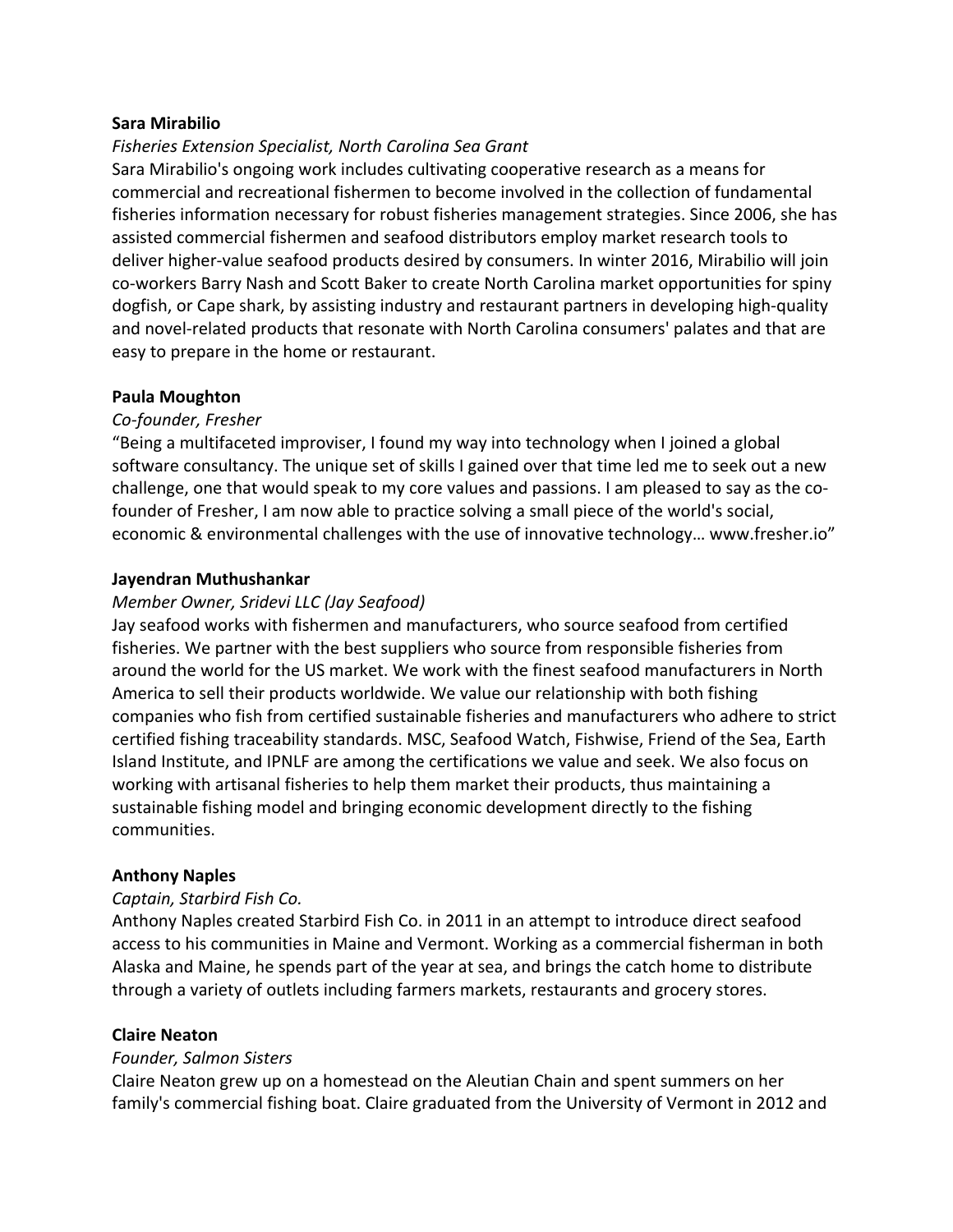**Sara Mirabilio**

*Fisheries Extension Specialist, North Carolina Sea Grant*

Sara Mirabilio's ongoing work includes cultivating cooperative research as a means for commercial and recreational fishermen to become involved in the collection of fundamental fisheries information necessary for robust fisheries management strategies. Since 2006, she has assisted commercial fishermen and seafood distributors employ market research tools to deliver higher-value seafood products desired by consumers. In winter 2016, Mirabilio will join co-workers Barry Nash and Scott Baker to create North Carolina market opportunities for spiny dogfish, or Cape shark, by assisting industry and restaurant partners in developing high-quality and novel-related products that resonate with North Carolina consumers' palates and that are easy to prepare in the home or restaurant.

**Paula Moughton**

*Co-founder, Fresher*

"Being a multifaceted improviser, I found my way into technology when I joined a global software consultancy. The unique set of skills I gained over that time led me to seek out a new challenge, one that would speak to my core values and passions. I am pleased to say as the co-founder of Fresher, I am now able to practice solving a small piece of the world's social, economic & environmental challenges with the use of innovative technology… www.fresher.io"

**Jayendran Muthushankar**

*Member Owner, Sridevi LLC (Jay Seafood)*

Jay seafood works with fishermen and manufacturers, who source seafood from certified fisheries. We partner with the best suppliers who source from responsible fisheries from around the world for the US market. We work with the finest seafood manufacturers in North America to sell their products worldwide. We value our relationship with both fishing companies who fish from certified sustainable fisheries and manufacturers who adhere to strict certified fishing traceability standards. MSC, Seafood Watch, Fishwise, Friend of the Sea, Earth Island Institute, and IPNLF are among the certifications we value and seek. We also focus on working with artisanal fisheries to help them market their products, thus maintaining a sustainable fishing model and bringing economic development directly to the fishing communities.

**Anthony Naples**

*Captain, Starbird Fish Co.*

Anthony Naples created Starbird Fish Co. in 2011 in an attempt to introduce direct seafood access to his communities in Maine and Vermont. Working as a commercial fisherman in both Alaska and Maine, he spends part of the year at sea, and brings the catch home to distribute through a variety of outlets including farmers markets, restaurants and grocery stores.

**Claire Neaton**

*Founder, Salmon Sisters*

Claire Neaton grew up on a homestead on the Aleutian Chain and spent summers on her family's commercial fishing boat. Claire graduated from the University of Vermont in 2012 and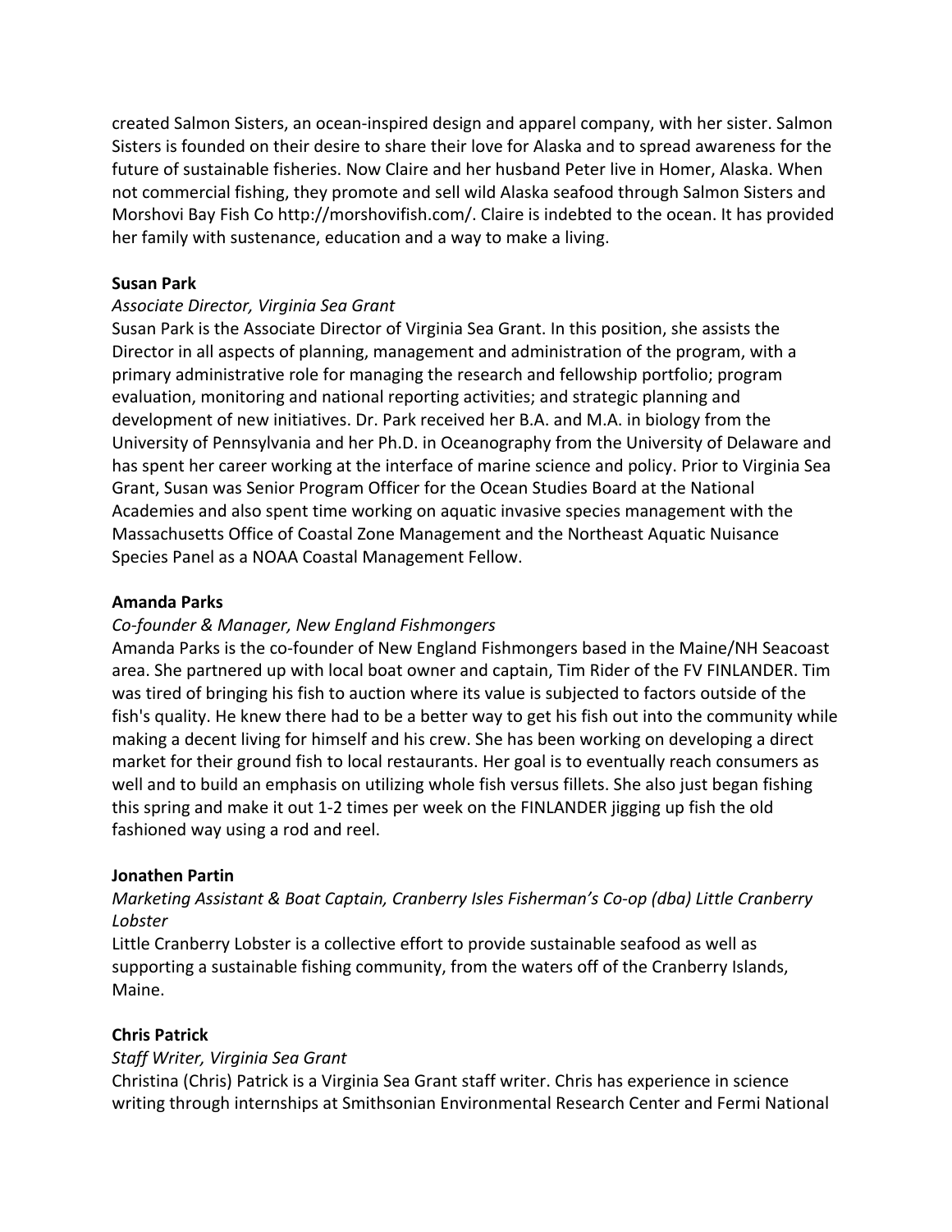created Salmon Sisters, an ocean-inspired design and apparel company, with her sister. Salmon Sisters is founded on their desire to share their love for Alaska and to spread awareness for the future of sustainable fisheries. Now Claire and her husband Peter live in Homer, Alaska. When not commercial fishing, they promote and sell wild Alaska seafood through Salmon Sisters and Morshovi Bay Fish Co http://morshovifish.com/. Claire is indebted to the ocean. It has provided her family with sustenance, education and a way to make a living.

**Susan Park**

*Associate Director, Virginia Sea Grant*

Susan Park is the Associate Director of Virginia Sea Grant. In this position, she assists the Director in all aspects of planning, management and administration of the program, with a primary administrative role for managing the research and fellowship portfolio; program evaluation, monitoring and national reporting activities; and strategic planning and development of new initiatives. Dr. Park received her B.A. and M.A. in biology from the University of Pennsylvania and her Ph.D. in Oceanography from the University of Delaware and has spent her career working at the interface of marine science and policy. Prior to Virginia Sea Grant, Susan was Senior Program Officer for the Ocean Studies Board at the National Academies and also spent time working on aquatic invasive species management with the Massachusetts Office of Coastal Zone Management and the Northeast Aquatic Nuisance Species Panel as a NOAA Coastal Management Fellow.

**Amanda Parks**

*Co-founder & Manager, New England Fishmongers*

Amanda Parks is the co-founder of New England Fishmongers based in the Maine/NH Seacoast area. She partnered up with local boat owner and captain, Tim Rider of the FV FINLANDER. Tim was tired of bringing his fish to auction where its value is subjected to factors outside of the fish's quality. He knew there had to be a better way to get his fish out into the community while making a decent living for himself and his crew. She has been working on developing a direct market for their ground fish to local restaurants. Her goal is to eventually reach consumers as well and to build an emphasis on utilizing whole fish versus fillets. She also just began fishing this spring and make it out 1-2 times per week on the FINLANDER jigging up fish the old fashioned way using a rod and reel.

**Jonathen Partin**

*Marketing Assistant & Boat Captain, Cranberry Isles Fisherman's Co-op (dba) Little Cranberry Lobster*

Little Cranberry Lobster is a collective effort to provide sustainable seafood as well as supporting a sustainable fishing community, from the waters off of the Cranberry Islands, Maine.

**Chris Patrick**

*Staff Writer, Virginia Sea Grant*

Christina (Chris) Patrick is a Virginia Sea Grant staff writer. Chris has experience in science writing through internships at Smithsonian Environmental Research Center and Fermi National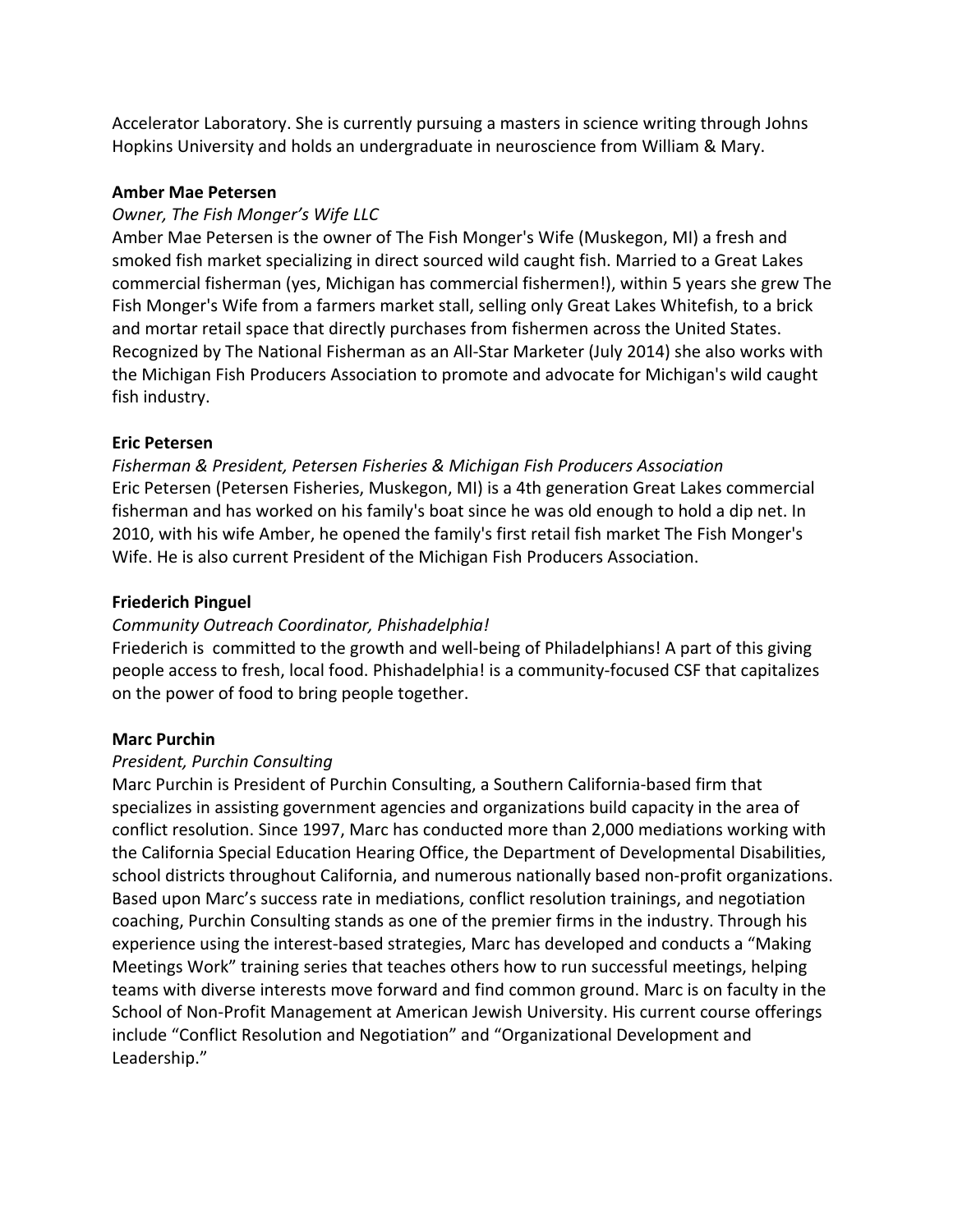Accelerator Laboratory. She is currently pursuing a masters in science writing through Johns Hopkins University and holds an undergraduate in neuroscience from William & Mary.

**Amber Mae Petersen**

*Owner, The Fish Monger's Wife LLC*

Amber Mae Petersen is the owner of The Fish Monger's Wife (Muskegon, MI) a fresh and smoked fish market specializing in direct sourced wild caught fish. Married to a Great Lakes commercial fisherman (yes, Michigan has commercial fishermen!), within 5 years she grew The Fish Monger's Wife from a farmers market stall, selling only Great Lakes Whitefish, to a brick and mortar retail space that directly purchases from fishermen across the United States. Recognized by The National Fisherman as an All-Star Marketer (July 2014) she also works with the Michigan Fish Producers Association to promote and advocate for Michigan's wild caught fish industry.

**Eric Petersen**

*Fisherman & President, Petersen Fisheries & Michigan Fish Producers Association*

Eric Petersen (Petersen Fisheries, Muskegon, MI) is a 4th generation Great Lakes commercial fisherman and has worked on his family's boat since he was old enough to hold a dip net. In 2010, with his wife Amber, he opened the family's first retail fish market The Fish Monger's Wife. He is also current President of the Michigan Fish Producers Association.

**Friederich Pinguel**

*Community Outreach Coordinator, Phishadelphia!*

Friederich is committed to the growth and well-being of Philadelphians! A part of this giving people access to fresh, local food. Phishadelphia! is a community-focused CSF that capitalizes on the power of food to bring people together.

**Marc Purchin**

*President, Purchin Consulting*

Marc Purchin is President of Purchin Consulting, a Southern California-based firm that specializes in assisting government agencies and organizations build capacity in the area of conflict resolution. Since 1997, Marc has conducted more than 2,000 mediations working with the California Special Education Hearing Office, the Department of Developmental Disabilities, school districts throughout California, and numerous nationally based non-profit organizations. Based upon Marc's success rate in mediations, conflict resolution trainings, and negotiation coaching, Purchin Consulting stands as one of the premier firms in the industry. Through his experience using the interest-based strategies, Marc has developed and conducts a "Making Meetings Work" training series that teaches others how to run successful meetings, helping teams with diverse interests move forward and find common ground. Marc is on faculty in the School of Non-Profit Management at American Jewish University. His current course offerings include "Conflict Resolution and Negotiation" and "Organizational Development and Leadership."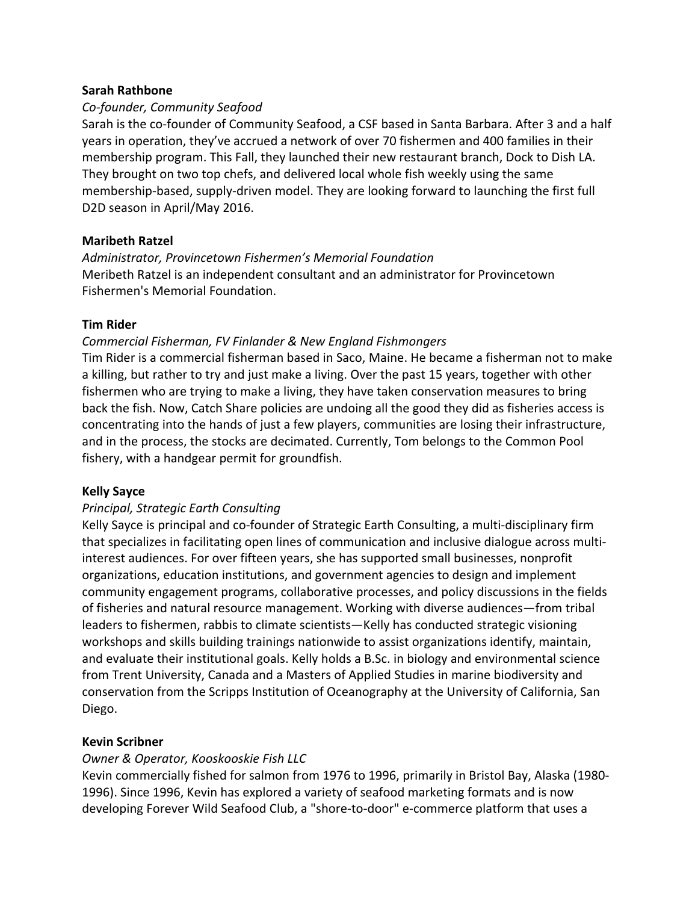**Sarah Rathbone**

*Co-founder, Community Seafood*

Sarah is the co-founder of Community Seafood, a CSF based in Santa Barbara. After 3 and a half years in operation, they've accrued a network of over 70 fishermen and 400 families in their membership program. This Fall, they launched their new restaurant branch, Dock to Dish LA. They brought on two top chefs, and delivered local whole fish weekly using the same membership-based, supply-driven model. They are looking forward to launching the first full D2D season in April/May 2016.

**Maribeth Ratzel**

*Administrator, Provincetown Fishermen's Memorial Foundation*

Meribeth Ratzel is an independent consultant and an administrator for Provincetown Fishermen's Memorial Foundation.

**Tim Rider**

*Commercial Fisherman, FV Finlander & New England Fishmongers*

Tim Rider is a commercial fisherman based in Saco, Maine. He became a fisherman not to make a killing, but rather to try and just make a living. Over the past 15 years, together with other fishermen who are trying to make a living, they have taken conservation measures to bring back the fish. Now, Catch Share policies are undoing all the good they did as fisheries access is concentrating into the hands of just a few players, communities are losing their infrastructure, and in the process, the stocks are decimated. Currently, Tom belongs to the Common Pool fishery, with a handgear permit for groundfish.

**Kelly Sayce**

*Principal, Strategic Earth Consulting*

Kelly Sayce is principal and co-founder of Strategic Earth Consulting, a multi-disciplinary firm that specializes in facilitating open lines of communication and inclusive dialogue across multi-interest audiences. For over fifteen years, she has supported small businesses, nonprofit organizations, education institutions, and government agencies to design and implement community engagement programs, collaborative processes, and policy discussions in the fields of fisheries and natural resource management. Working with diverse audiences—from tribal leaders to fishermen, rabbis to climate scientists—Kelly has conducted strategic visioning workshops and skills building trainings nationwide to assist organizations identify, maintain, and evaluate their institutional goals. Kelly holds a B.Sc. in biology and environmental science from Trent University, Canada and a Masters of Applied Studies in marine biodiversity and conservation from the Scripps Institution of Oceanography at the University of California, San Diego.

**Kevin Scribner**

*Owner & Operator, Kooskooskie Fish LLC*

Kevin commercially fished for salmon from 1976 to 1996, primarily in Bristol Bay, Alaska (1980-1996). Since 1996, Kevin has explored a variety of seafood marketing formats and is now developing Forever Wild Seafood Club, a "shore-to-door" e-commerce platform that uses a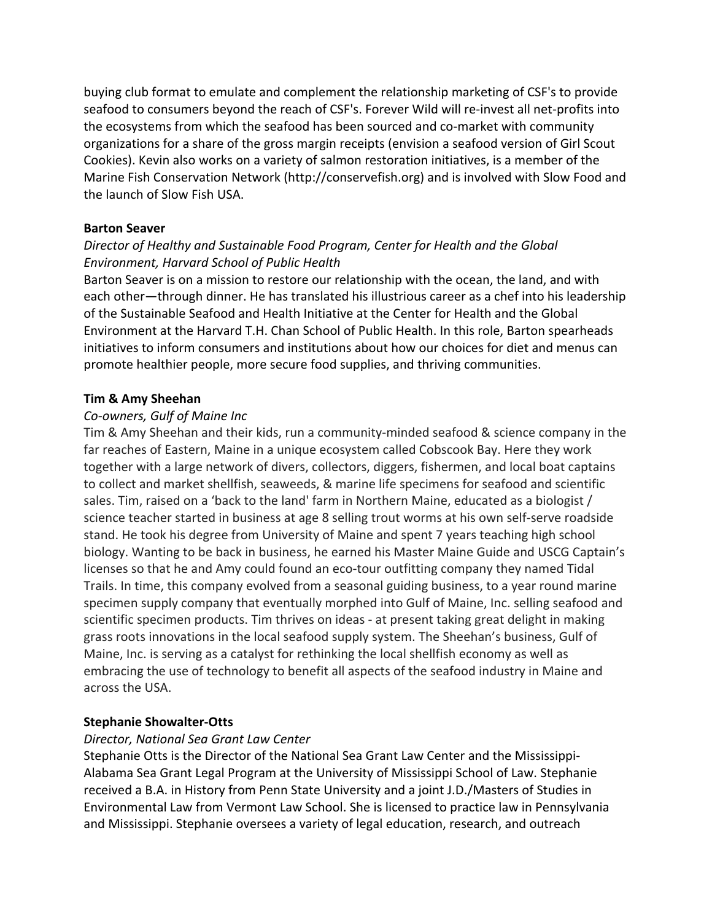buying club format to emulate and complement the relationship marketing of CSF's to provide seafood to consumers beyond the reach of CSF's. Forever Wild will re-invest all net-profits into the ecosystems from which the seafood has been sourced and co-market with community organizations for a share of the gross margin receipts (envision a seafood version of Girl Scout Cookies). Kevin also works on a variety of salmon restoration initiatives, is a member of the Marine Fish Conservation Network (http://conservefish.org) and is involved with Slow Food and the launch of Slow Fish USA.

**Barton Seaver**

*Director of Healthy and Sustainable Food Program, Center for Health and the Global Environment, Harvard School of Public Health*

Barton Seaver is on a mission to restore our relationship with the ocean, the land, and with each other—through dinner. He has translated his illustrious career as a chef into his leadership of the Sustainable Seafood and Health Initiative at the Center for Health and the Global Environment at the Harvard T.H. Chan School of Public Health. In this role, Barton spearheads initiatives to inform consumers and institutions about how our choices for diet and menus can promote healthier people, more secure food supplies, and thriving communities.

**Tim & Amy Sheehan**

*Co-owners, Gulf of Maine Inc*

Tim & Amy Sheehan and their kids, run a community-minded seafood & science company in the far reaches of Eastern, Maine in a unique ecosystem called Cobscook Bay. Here they work together with a large network of divers, collectors, diggers, fishermen, and local boat captains to collect and market shellfish, seaweeds, & marine life specimens for seafood and scientific sales. Tim, raised on a 'back to the land' farm in Northern Maine, educated as a biologist / science teacher started in business at age 8 selling trout worms at his own self-serve roadside stand. He took his degree from University of Maine and spent 7 years teaching high school biology. Wanting to be back in business, he earned his Master Maine Guide and USCG Captain's licenses so that he and Amy could found an eco-tour outfitting company they named Tidal Trails. In time, this company evolved from a seasonal guiding business, to a year round marine specimen supply company that eventually morphed into Gulf of Maine, Inc. selling seafood and scientific specimen products. Tim thrives on ideas - at present taking great delight in making grass roots innovations in the local seafood supply system. The Sheehan's business, Gulf of Maine, Inc. is serving as a catalyst for rethinking the local shellfish economy as well as embracing the use of technology to benefit all aspects of the seafood industry in Maine and across the USA.

**Stephanie Showalter-Otts**

*Director, National Sea Grant Law Center*

Stephanie Otts is the Director of the National Sea Grant Law Center and the Mississippi-Alabama Sea Grant Legal Program at the University of Mississippi School of Law. Stephanie received a B.A. in History from Penn State University and a joint J.D./Masters of Studies in Environmental Law from Vermont Law School. She is licensed to practice law in Pennsylvania and Mississippi. Stephanie oversees a variety of legal education, research, and outreach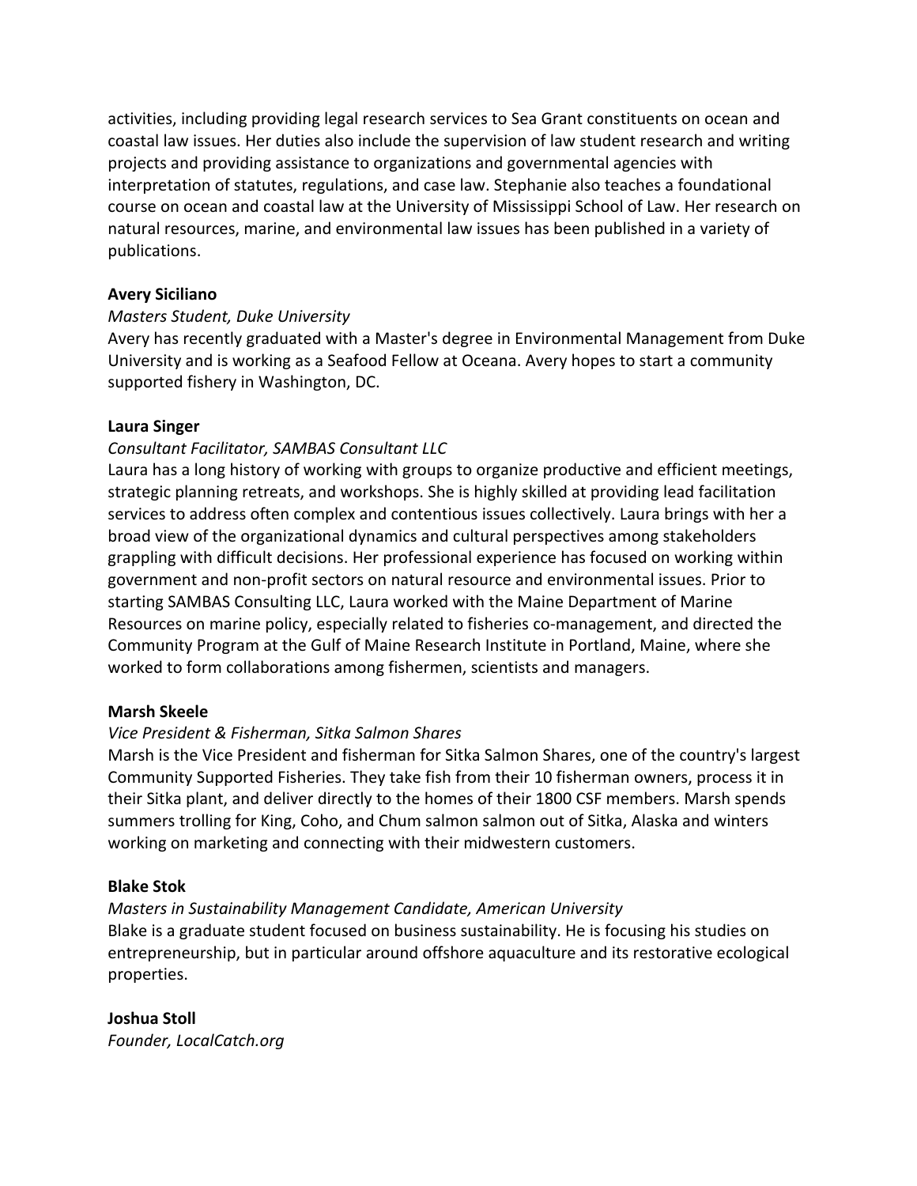activities, including providing legal research services to Sea Grant constituents on ocean and coastal law issues. Her duties also include the supervision of law student research and writing projects and providing assistance to organizations and governmental agencies with interpretation of statutes, regulations, and case law. Stephanie also teaches a foundational course on ocean and coastal law at the University of Mississippi School of Law. Her research on natural resources, marine, and environmental law issues has been published in a variety of publications.

**Avery Siciliano**

*Masters Student, Duke University*

Avery has recently graduated with a Master's degree in Environmental Management from Duke University and is working as a Seafood Fellow at Oceana. Avery hopes to start a community supported fishery in Washington, DC.

**Laura Singer**

*Consultant Facilitator, SAMBAS Consultant LLC*

Laura has a long history of working with groups to organize productive and efficient meetings, strategic planning retreats, and workshops. She is highly skilled at providing lead facilitation services to address often complex and contentious issues collectively. Laura brings with her a broad view of the organizational dynamics and cultural perspectives among stakeholders grappling with difficult decisions. Her professional experience has focused on working within government and non-profit sectors on natural resource and environmental issues. Prior to starting SAMBAS Consulting LLC, Laura worked with the Maine Department of Marine Resources on marine policy, especially related to fisheries co-management, and directed the Community Program at the Gulf of Maine Research Institute in Portland, Maine, where she worked to form collaborations among fishermen, scientists and managers.

**Marsh Skeele**

*Vice President & Fisherman, Sitka Salmon Shares*

Marsh is the Vice President and fisherman for Sitka Salmon Shares, one of the country's largest Community Supported Fisheries. They take fish from their 10 fisherman owners, process it in their Sitka plant, and deliver directly to the homes of their 1800 CSF members. Marsh spends summers trolling for King, Coho, and Chum salmon salmon out of Sitka, Alaska and winters working on marketing and connecting with their midwestern customers.

**Blake Stok**

*Masters in Sustainability Management Candidate, American University*

Blake is a graduate student focused on business sustainability. He is focusing his studies on entrepreneurship, but in particular around offshore aquaculture and its restorative ecological properties.

**Joshua Stoll**

*Founder, LocalCatch.org*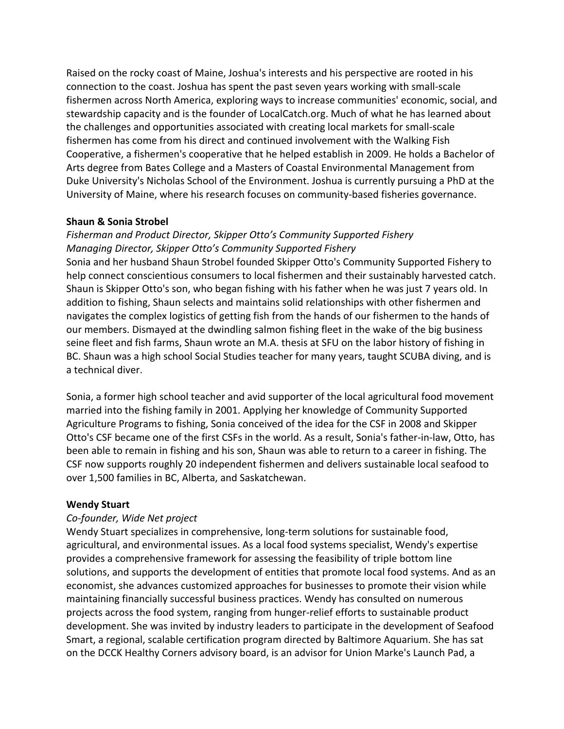Raised on the rocky coast of Maine, Joshua's interests and his perspective are rooted in his connection to the coast. Joshua has spent the past seven years working with small-scale fishermen across North America, exploring ways to increase communities' economic, social, and stewardship capacity and is the founder of LocalCatch.org. Much of what he has learned about the challenges and opportunities associated with creating local markets for small-scale fishermen has come from his direct and continued involvement with the Walking Fish Cooperative, a fishermen's cooperative that he helped establish in 2009. He holds a Bachelor of Arts degree from Bates College and a Masters of Coastal Environmental Management from Duke University's Nicholas School of the Environment. Joshua is currently pursuing a PhD at the University of Maine, where his research focuses on community-based fisheries governance.

**Shaun & Sonia Strobel**

*Fisherman and Product Director, Skipper Otto's Community Supported Fishery*
*Managing Director, Skipper Otto's Community Supported Fishery*

Sonia and her husband Shaun Strobel founded Skipper Otto's Community Supported Fishery to help connect conscientious consumers to local fishermen and their sustainably harvested catch. Shaun is Skipper Otto's son, who began fishing with his father when he was just 7 years old. In addition to fishing, Shaun selects and maintains solid relationships with other fishermen and navigates the complex logistics of getting fish from the hands of our fishermen to the hands of our members. Dismayed at the dwindling salmon fishing fleet in the wake of the big business seine fleet and fish farms, Shaun wrote an M.A. thesis at SFU on the labor history of fishing in BC. Shaun was a high school Social Studies teacher for many years, taught SCUBA diving, and is a technical diver.

Sonia, a former high school teacher and avid supporter of the local agricultural food movement married into the fishing family in 2001. Applying her knowledge of Community Supported Agriculture Programs to fishing, Sonia conceived of the idea for the CSF in 2008 and Skipper Otto's CSF became one of the first CSFs in the world. As a result, Sonia's father-in-law, Otto, has been able to remain in fishing and his son, Shaun was able to return to a career in fishing. The CSF now supports roughly 20 independent fishermen and delivers sustainable local seafood to over 1,500 families in BC, Alberta, and Saskatchewan.

**Wendy Stuart**

*Co-founder, Wide Net project*

Wendy Stuart specializes in comprehensive, long-term solutions for sustainable food, agricultural, and environmental issues. As a local food systems specialist, Wendy's expertise provides a comprehensive framework for assessing the feasibility of triple bottom line solutions, and supports the development of entities that promote local food systems. And as an economist, she advances customized approaches for businesses to promote their vision while maintaining financially successful business practices. Wendy has consulted on numerous projects across the food system, ranging from hunger-relief efforts to sustainable product development. She was invited by industry leaders to participate in the development of Seafood Smart, a regional, scalable certification program directed by Baltimore Aquarium. She has sat on the DCCK Healthy Corners advisory board, is an advisor for Union Marke's Launch Pad, a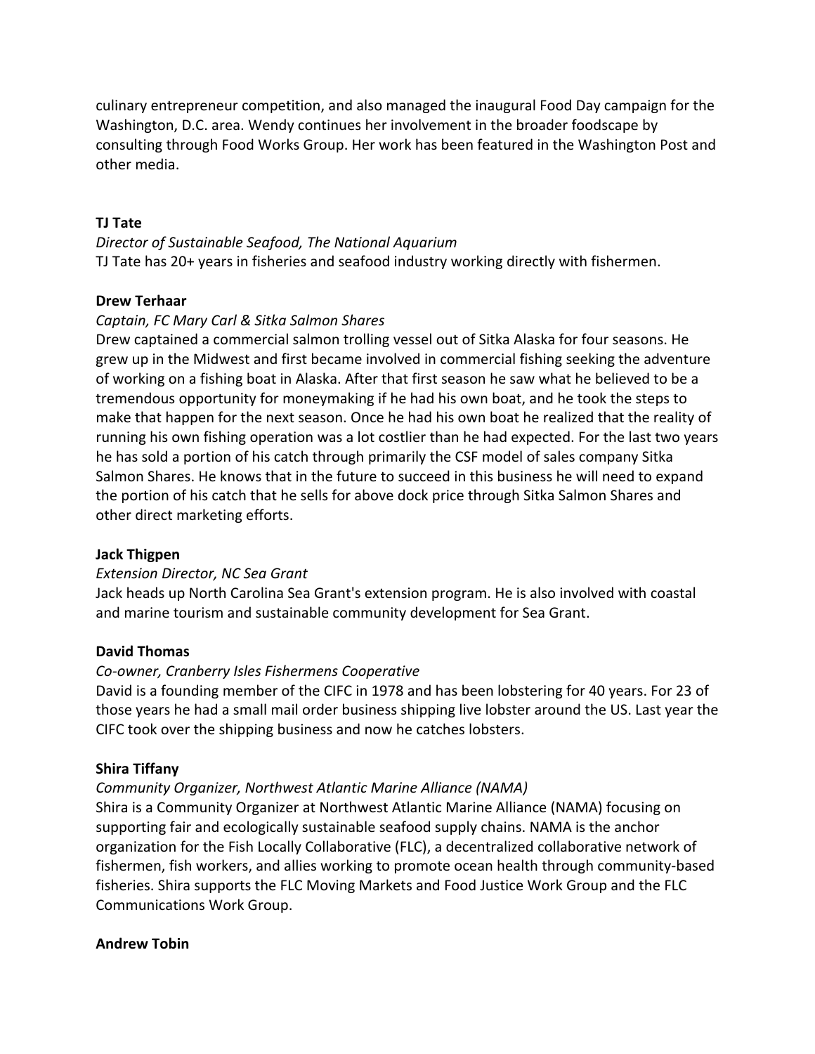culinary entrepreneur competition, and also managed the inaugural Food Day campaign for the Washington, D.C. area. Wendy continues her involvement in the broader foodscape by consulting through Food Works Group. Her work has been featured in the Washington Post and other media.

**TJ Tate**

*Director of Sustainable Seafood, The National Aquarium*

TJ Tate has 20+ years in fisheries and seafood industry working directly with fishermen.

**Drew Terhaar**

*Captain, FC Mary Carl & Sitka Salmon Shares*

Drew captained a commercial salmon trolling vessel out of Sitka Alaska for four seasons. He grew up in the Midwest and first became involved in commercial fishing seeking the adventure of working on a fishing boat in Alaska. After that first season he saw what he believed to be a tremendous opportunity for moneymaking if he had his own boat, and he took the steps to make that happen for the next season. Once he had his own boat he realized that the reality of running his own fishing operation was a lot costlier than he had expected. For the last two years he has sold a portion of his catch through primarily the CSF model of sales company Sitka Salmon Shares. He knows that in the future to succeed in this business he will need to expand the portion of his catch that he sells for above dock price through Sitka Salmon Shares and other direct marketing efforts.

**Jack Thigpen**

*Extension Director, NC Sea Grant*

Jack heads up North Carolina Sea Grant's extension program. He is also involved with coastal and marine tourism and sustainable community development for Sea Grant.

**David Thomas**

*Co-owner, Cranberry Isles Fishermens Cooperative*

David is a founding member of the CIFC in 1978 and has been lobstering for 40 years. For 23 of those years he had a small mail order business shipping live lobster around the US. Last year the CIFC took over the shipping business and now he catches lobsters.

**Shira Tiffany**

*Community Organizer, Northwest Atlantic Marine Alliance (NAMA)*

Shira is a Community Organizer at Northwest Atlantic Marine Alliance (NAMA) focusing on supporting fair and ecologically sustainable seafood supply chains. NAMA is the anchor organization for the Fish Locally Collaborative (FLC), a decentralized collaborative network of fishermen, fish workers, and allies working to promote ocean health through community-based fisheries. Shira supports the FLC Moving Markets and Food Justice Work Group and the FLC Communications Work Group.

**Andrew Tobin**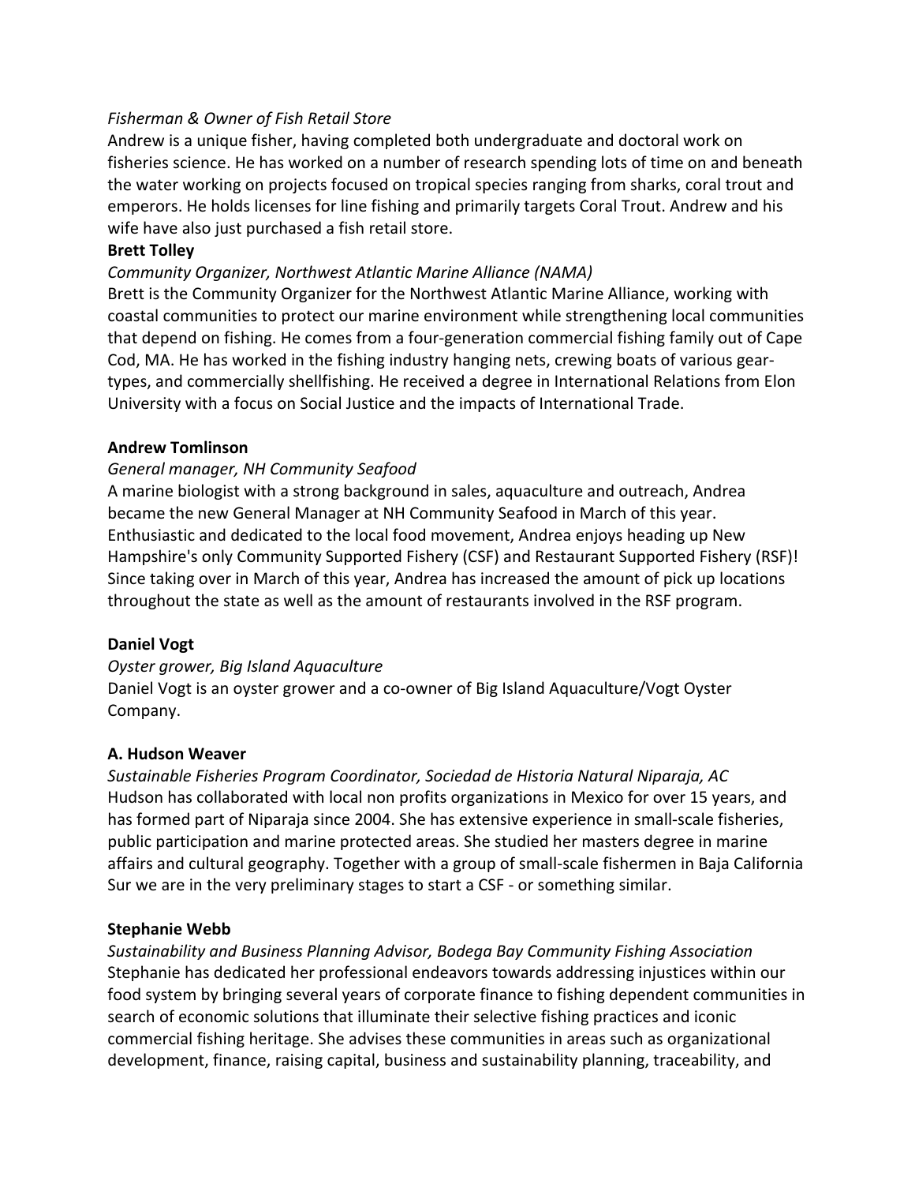*Fisherman & Owner of Fish Retail Store*
Andrew is a unique fisher, having completed both undergraduate and doctoral work on fisheries science. He has worked on a number of research spending lots of time on and beneath the water working on projects focused on tropical species ranging from sharks, coral trout and emperors. He holds licenses for line fishing and primarily targets Coral Trout. Andrew and his wife have also just purchased a fish retail store.

**Brett Tolley**

*Community Organizer, Northwest Atlantic Marine Alliance (NAMA)*
Brett is the Community Organizer for the Northwest Atlantic Marine Alliance, working with coastal communities to protect our marine environment while strengthening local communities that depend on fishing. He comes from a four-generation commercial fishing family out of Cape Cod, MA. He has worked in the fishing industry hanging nets, crewing boats of various gear-types, and commercially shellfishing. He received a degree in International Relations from Elon University with a focus on Social Justice and the impacts of International Trade.

**Andrew Tomlinson**

*General manager, NH Community Seafood*
A marine biologist with a strong background in sales, aquaculture and outreach, Andrea became the new General Manager at NH Community Seafood in March of this year. Enthusiastic and dedicated to the local food movement, Andrea enjoys heading up New Hampshire's only Community Supported Fishery (CSF) and Restaurant Supported Fishery (RSF)! Since taking over in March of this year, Andrea has increased the amount of pick up locations throughout the state as well as the amount of restaurants involved in the RSF program.

**Daniel Vogt**

*Oyster grower, Big Island Aquaculture*
Daniel Vogt is an oyster grower and a co-owner of Big Island Aquaculture/Vogt Oyster Company.

**A. Hudson Weaver**

*Sustainable Fisheries Program Coordinator, Sociedad de Historia Natural Niparaja, AC*
Hudson has collaborated with local non profits organizations in Mexico for over 15 years, and has formed part of Niparaja since 2004. She has extensive experience in small-scale fisheries, public participation and marine protected areas. She studied her masters degree in marine affairs and cultural geography. Together with a group of small-scale fishermen in Baja California Sur we are in the very preliminary stages to start a CSF - or something similar.

**Stephanie Webb**

*Sustainability and Business Planning Advisor, Bodega Bay Community Fishing Association*
Stephanie has dedicated her professional endeavors towards addressing injustices within our food system by bringing several years of corporate finance to fishing dependent communities in search of economic solutions that illuminate their selective fishing practices and iconic commercial fishing heritage. She advises these communities in areas such as organizational development, finance, raising capital, business and sustainability planning, traceability, and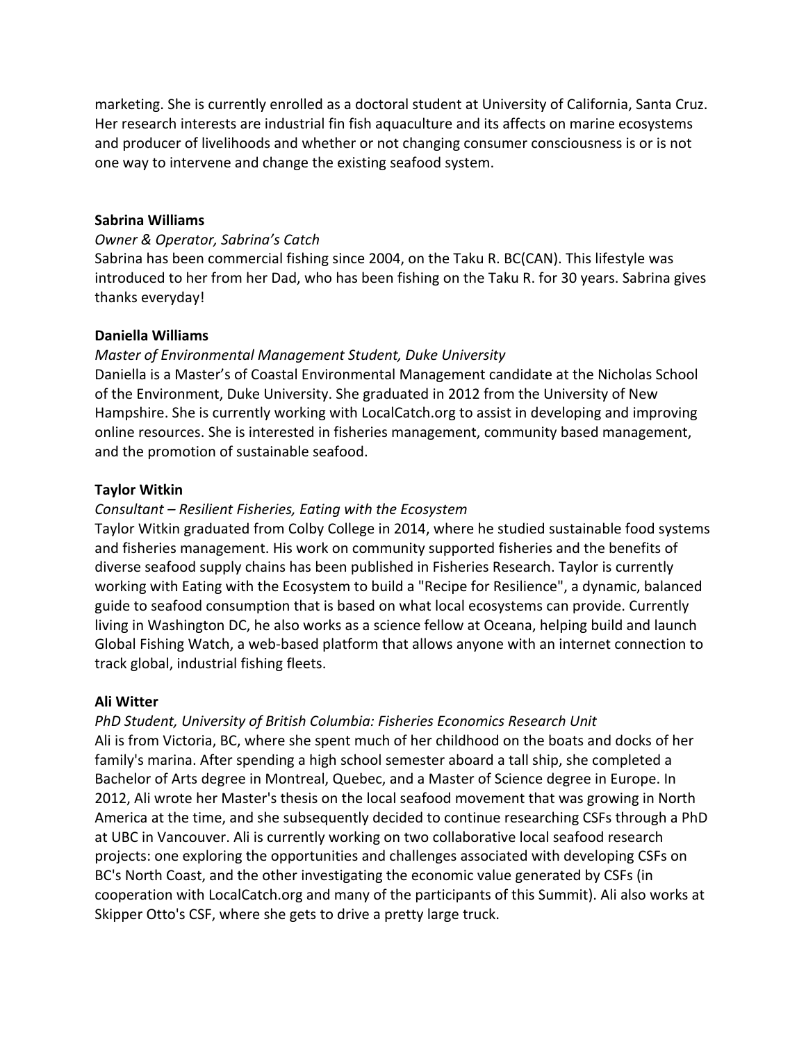marketing. She is currently enrolled as a doctoral student at University of California, Santa Cruz. Her research interests are industrial fin fish aquaculture and its affects on marine ecosystems and producer of livelihoods and whether or not changing consumer consciousness is or is not one way to intervene and change the existing seafood system.

**Sabrina Williams**

*Owner & Operator, Sabrina's Catch*

Sabrina has been commercial fishing since 2004, on the Taku R. BC(CAN). This lifestyle was introduced to her from her Dad, who has been fishing on the Taku R. for 30 years. Sabrina gives thanks everyday!

**Daniella Williams**

*Master of Environmental Management Student, Duke University*

Daniella is a Master's of Coastal Environmental Management candidate at the Nicholas School of the Environment, Duke University. She graduated in 2012 from the University of New Hampshire. She is currently working with LocalCatch.org to assist in developing and improving online resources. She is interested in fisheries management, community based management, and the promotion of sustainable seafood.

**Taylor Witkin**

*Consultant – Resilient Fisheries, Eating with the Ecosystem*

Taylor Witkin graduated from Colby College in 2014, where he studied sustainable food systems and fisheries management. His work on community supported fisheries and the benefits of diverse seafood supply chains has been published in Fisheries Research. Taylor is currently working with Eating with the Ecosystem to build a "Recipe for Resilience", a dynamic, balanced guide to seafood consumption that is based on what local ecosystems can provide. Currently living in Washington DC, he also works as a science fellow at Oceana, helping build and launch Global Fishing Watch, a web-based platform that allows anyone with an internet connection to track global, industrial fishing fleets.

**Ali Witter**

*PhD Student, University of British Columbia: Fisheries Economics Research Unit*

Ali is from Victoria, BC, where she spent much of her childhood on the boats and docks of her family's marina. After spending a high school semester aboard a tall ship, she completed a Bachelor of Arts degree in Montreal, Quebec, and a Master of Science degree in Europe. In 2012, Ali wrote her Master's thesis on the local seafood movement that was growing in North America at the time, and she subsequently decided to continue researching CSFs through a PhD at UBC in Vancouver. Ali is currently working on two collaborative local seafood research projects: one exploring the opportunities and challenges associated with developing CSFs on BC's North Coast, and the other investigating the economic value generated by CSFs (in cooperation with LocalCatch.org and many of the participants of this Summit). Ali also works at Skipper Otto's CSF, where she gets to drive a pretty large truck.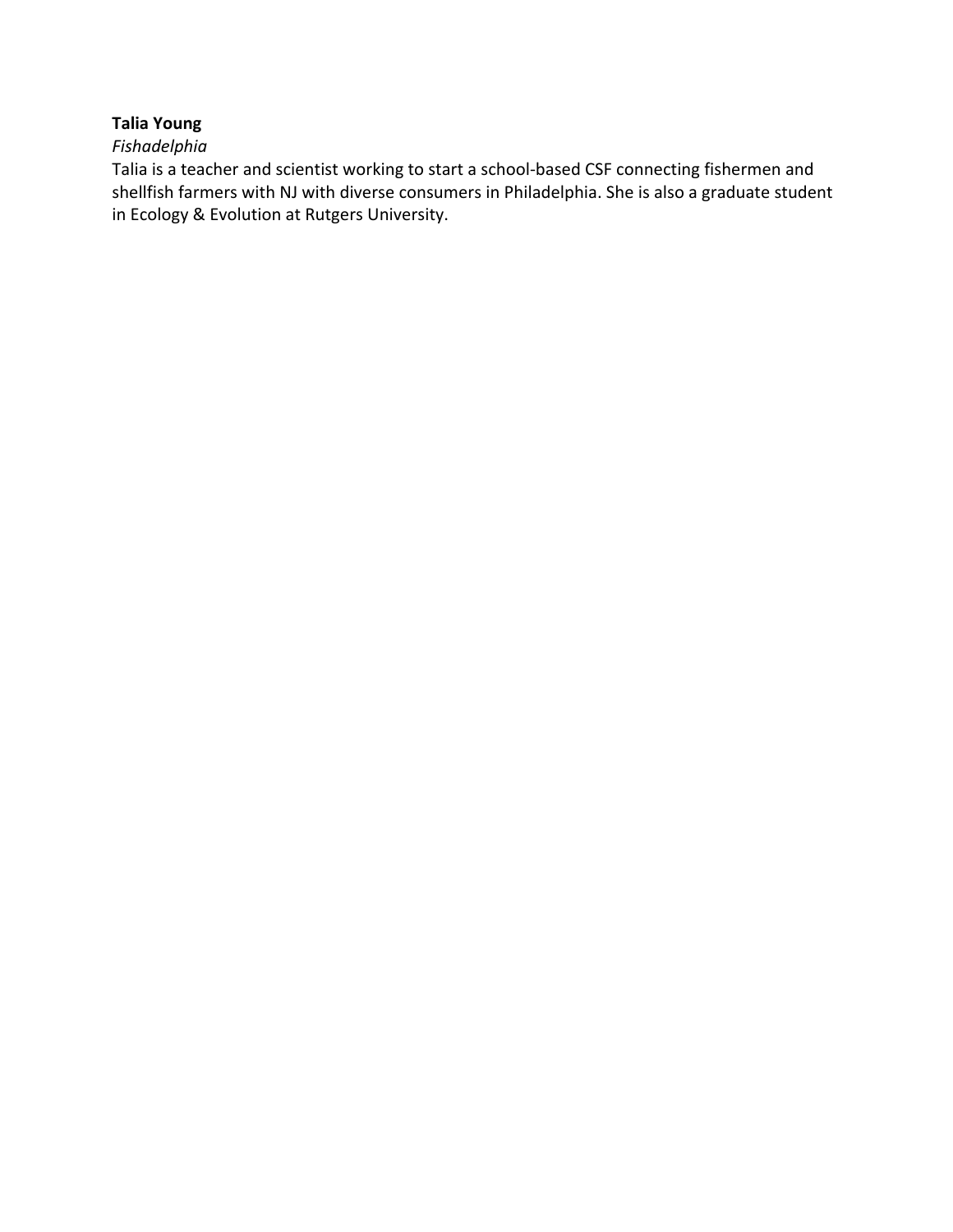**Talia Young**

*Fishadelphia*

Talia is a teacher and scientist working to start a school-based CSF connecting fishermen and shellfish farmers with NJ with diverse consumers in Philadelphia. She is also a graduate student in Ecology & Evolution at Rutgers University.